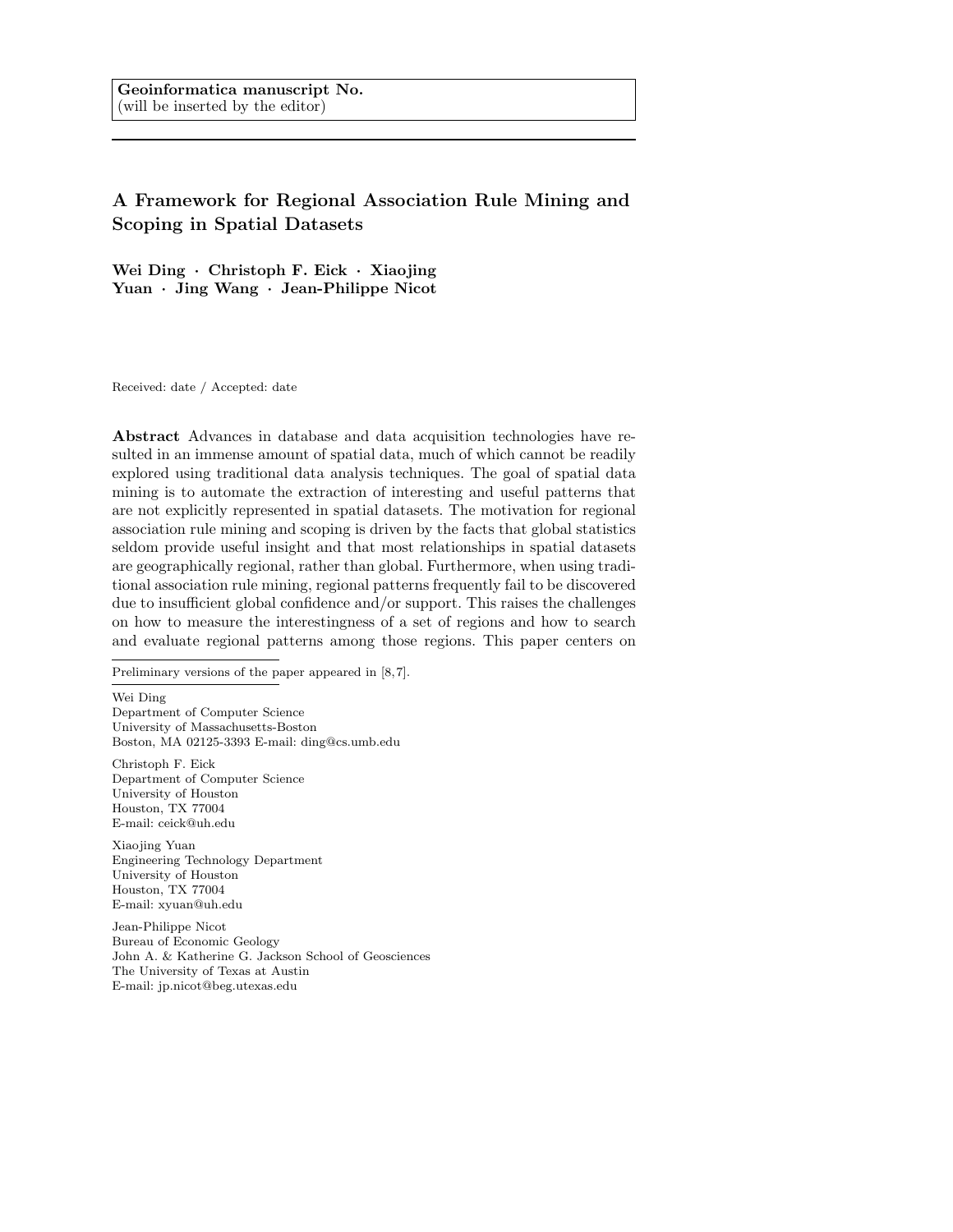**Geoinformatica manuscript No.**
(will be inserted by the editor)

# A Framework for Regional Association Rule Mining and Scoping in Spatial Datasets

**Wei Ding · Christoph F. Eick · Xiaojing Yuan · Jing Wang · Jean-Philippe Nicot**

Received: date / Accepted: date

**Abstract** Advances in database and data acquisition technologies have resulted in an immense amount of spatial data, much of which cannot be readily explored using traditional data analysis techniques. The goal of spatial data mining is to automate the extraction of interesting and useful patterns that are not explicitly represented in spatial datasets. The motivation for regional association rule mining and scoping is driven by the facts that global statistics seldom provide useful insight and that most relationships in spatial datasets are geographically regional, rather than global. Furthermore, when using traditional association rule mining, regional patterns frequently fail to be discovered due to insufficient global confidence and/or support. This raises the challenges on how to measure the interestingness of a set of regions and how to search and evaluate regional patterns among those regions. This paper centers on

Preliminary versions of the paper appeared in [8,7].

Wei Ding
Department of Computer Science
University of Massachusetts-Boston
Boston, MA 02125-3393 E-mail: ding@cs.umb.edu

Christoph F. Eick
Department of Computer Science
University of Houston
Houston, TX 77004
E-mail: ceick@uh.edu

Xiaojing Yuan
Engineering Technology Department
University of Houston
Houston, TX 77004
E-mail: xyuan@uh.edu

Jean-Philippe Nicot
Bureau of Economic Geology
John A. & Katherine G. Jackson School of Geosciences
The University of Texas at Austin
E-mail: jp.nicot@beg.utexas.edu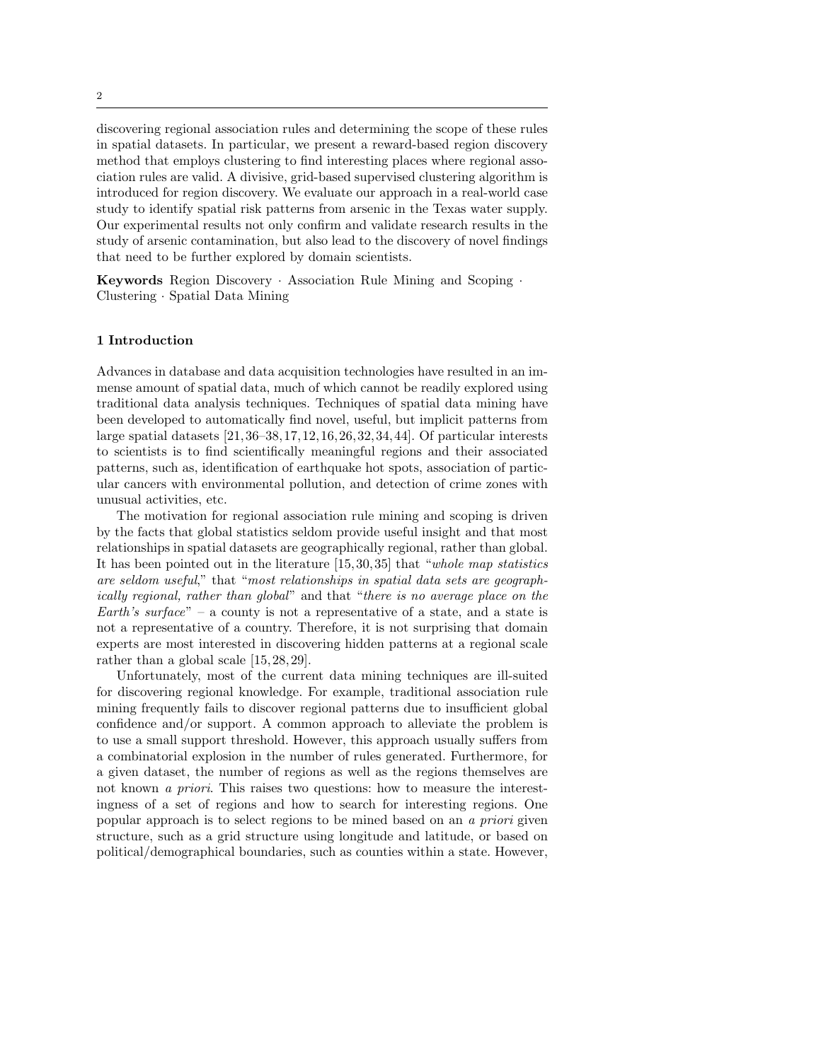discovering regional association rules and determining the scope of these rules in spatial datasets. In particular, we present a reward-based region discovery method that employs clustering to find interesting places where regional association rules are valid. A divisive, grid-based supervised clustering algorithm is introduced for region discovery. We evaluate our approach in a real-world case study to identify spatial risk patterns from arsenic in the Texas water supply. Our experimental results not only confirm and validate research results in the study of arsenic contamination, but also lead to the discovery of novel findings that need to be further explored by domain scientists.

**Keywords** Region Discovery · Association Rule Mining and Scoping · Clustering · Spatial Data Mining

## 1 Introduction

Advances in database and data acquisition technologies have resulted in an immense amount of spatial data, much of which cannot be readily explored using traditional data analysis techniques. Techniques of spatial data mining have been developed to automatically find novel, useful, but implicit patterns from large spatial datasets [21, 36–38, 17, 12, 16, 26, 32, 34, 44]. Of particular interests to scientists is to find scientifically meaningful regions and their associated patterns, such as, identification of earthquake hot spots, association of particular cancers with environmental pollution, and detection of crime zones with unusual activities, etc.

The motivation for regional association rule mining and scoping is driven by the facts that global statistics seldom provide useful insight and that most relationships in spatial datasets are geographically regional, rather than global. It has been pointed out in the literature [15, 30, 35] that "*whole map statistics are seldom useful*," that "*most relationships in spatial data sets are geographically regional, rather than global*" and that "*there is no average place on the Earth's surface*" – a county is not a representative of a state, and a state is not a representative of a country. Therefore, it is not surprising that domain experts are most interested in discovering hidden patterns at a regional scale rather than a global scale [15, 28, 29].

Unfortunately, most of the current data mining techniques are ill-suited for discovering regional knowledge. For example, traditional association rule mining frequently fails to discover regional patterns due to insufficient global confidence and/or support. A common approach to alleviate the problem is to use a small support threshold. However, this approach usually suffers from a combinatorial explosion in the number of rules generated. Furthermore, for a given dataset, the number of regions as well as the regions themselves are not known *a priori*. This raises two questions: how to measure the interestingness of a set of regions and how to search for interesting regions. One popular approach is to select regions to be mined based on an *a priori* given structure, such as a grid structure using longitude and latitude, or based on political/demographical boundaries, such as counties within a state. However,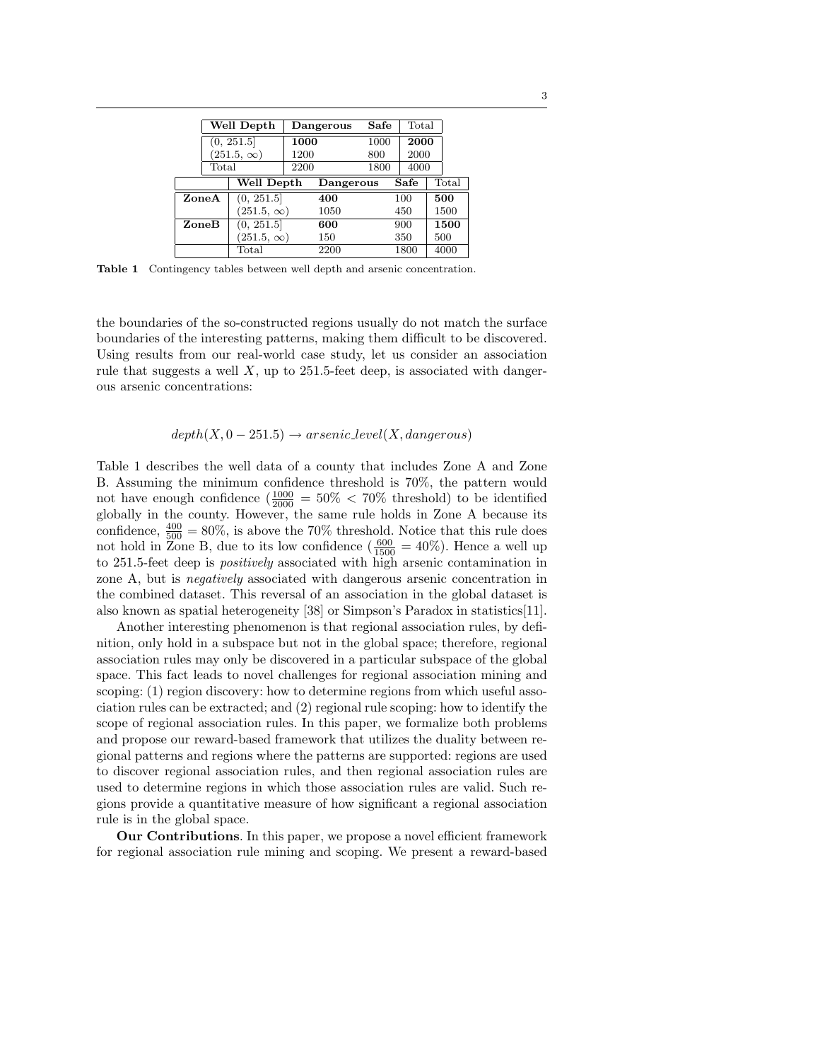| Well Depth | Dangerous | Safe | Total |
|---|---|---|---|
| (0, 251.5] | **1000** | 1000 | **2000** |
| (251.5, $\infty$) | 1200 | 800 | 2000 |
| Total | 2200 | 1800 | 4000 |

| | Well Depth | Dangerous | Safe | Total |
|---|---|---|---|---|
| **ZoneA** | (0, 251.5] | **400** | 100 | **500** |
| | (251.5, $\infty$) | 1050 | 450 | 1500 |
| **ZoneB** | (0, 251.5] | **600** | 900 | **1500** |
| | (251.5, $\infty$) | 150 | 350 | 500 |
| | Total | 2200 | 1800 | 4000 |

**Table 1** Contingency tables between well depth and arsenic concentration.

the boundaries of the so-constructed regions usually do not match the surface boundaries of the interesting patterns, making them difficult to be discovered. Using results from our real-world case study, let us consider an association rule that suggests a well $X$, up to 251.5-feet deep, is associated with dangerous arsenic concentrations:

$$depth(X, 0 - 251.5) \rightarrow arsenic\_level(X, dangerous)$$

Table 1 describes the well data of a county that includes Zone A and Zone B. Assuming the minimum confidence threshold is 70%, the pattern would not have enough confidence ($\frac{1000}{2000} = 50\% < 70\%$ threshold) to be identified globally in the county. However, the same rule holds in Zone A because its confidence, $\frac{400}{500} = 80\%$, is above the 70% threshold. Notice that this rule does not hold in Zone B, due to its low confidence ($\frac{600}{1500} = 40\%$). Hence a well up to 251.5-feet deep is *positively* associated with high arsenic contamination in zone A, but is *negatively* associated with dangerous arsenic concentration in the combined dataset. This reversal of an association in the global dataset is also known as spatial heterogeneity [38] or Simpson's Paradox in statistics[11].

Another interesting phenomenon is that regional association rules, by definition, only hold in a subspace but not in the global space; therefore, regional association rules may only be discovered in a particular subspace of the global space. This fact leads to novel challenges for regional association mining and scoping: (1) region discovery: how to determine regions from which useful association rules can be extracted; and (2) regional rule scoping: how to identify the scope of regional association rules. In this paper, we formalize both problems and propose our reward-based framework that utilizes the duality between regional patterns and regions where the patterns are supported: regions are used to discover regional association rules, and then regional association rules are used to determine regions in which those association rules are valid. Such regions provide a quantitative measure of how significant a regional association rule is in the global space.

**Our Contributions**. In this paper, we propose a novel efficient framework for regional association rule mining and scoping. We present a reward-based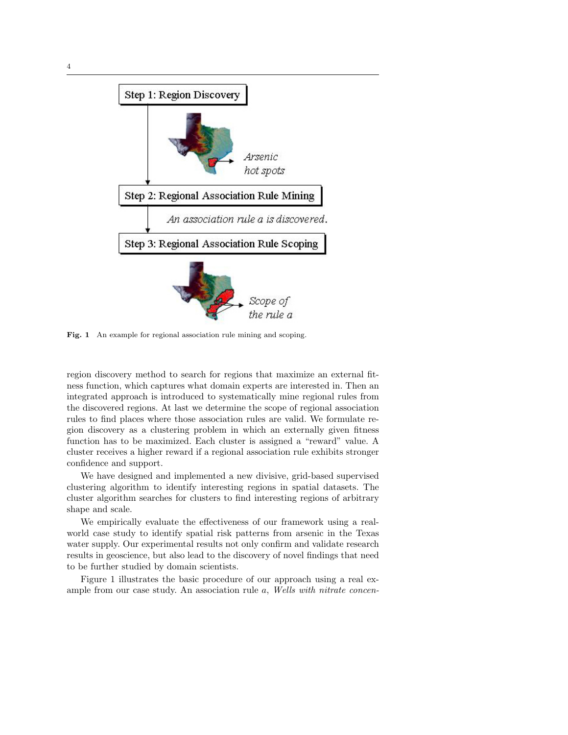Step 1: Region Discovery

*Arsenic hot spots*

Step 2: Regional Association Rule Mining

*An association rule a is discovered.*

Step 3: Regional Association Rule Scoping

*Scope of the rule a*

**Fig. 1** An example for regional association rule mining and scoping.

region discovery method to search for regions that maximize an external fitness function, which captures what domain experts are interested in. Then an integrated approach is introduced to systematically mine regional rules from the discovered regions. At last we determine the scope of regional association rules to find places where those association rules are valid. We formulate region discovery as a clustering problem in which an externally given fitness function has to be maximized. Each cluster is assigned a "reward" value. A cluster receives a higher reward if a regional association rule exhibits stronger confidence and support.

We have designed and implemented a new divisive, grid-based supervised clustering algorithm to identify interesting regions in spatial datasets. The cluster algorithm searches for clusters to find interesting regions of arbitrary shape and scale.

We empirically evaluate the effectiveness of our framework using a real-world case study to identify spatial risk patterns from arsenic in the Texas water supply. Our experimental results not only confirm and validate research results in geoscience, but also lead to the discovery of novel findings that need to be further studied by domain scientists.

Figure 1 illustrates the basic procedure of our approach using a real example from our case study. An association rule $a$, *Wells with nitrate concen-*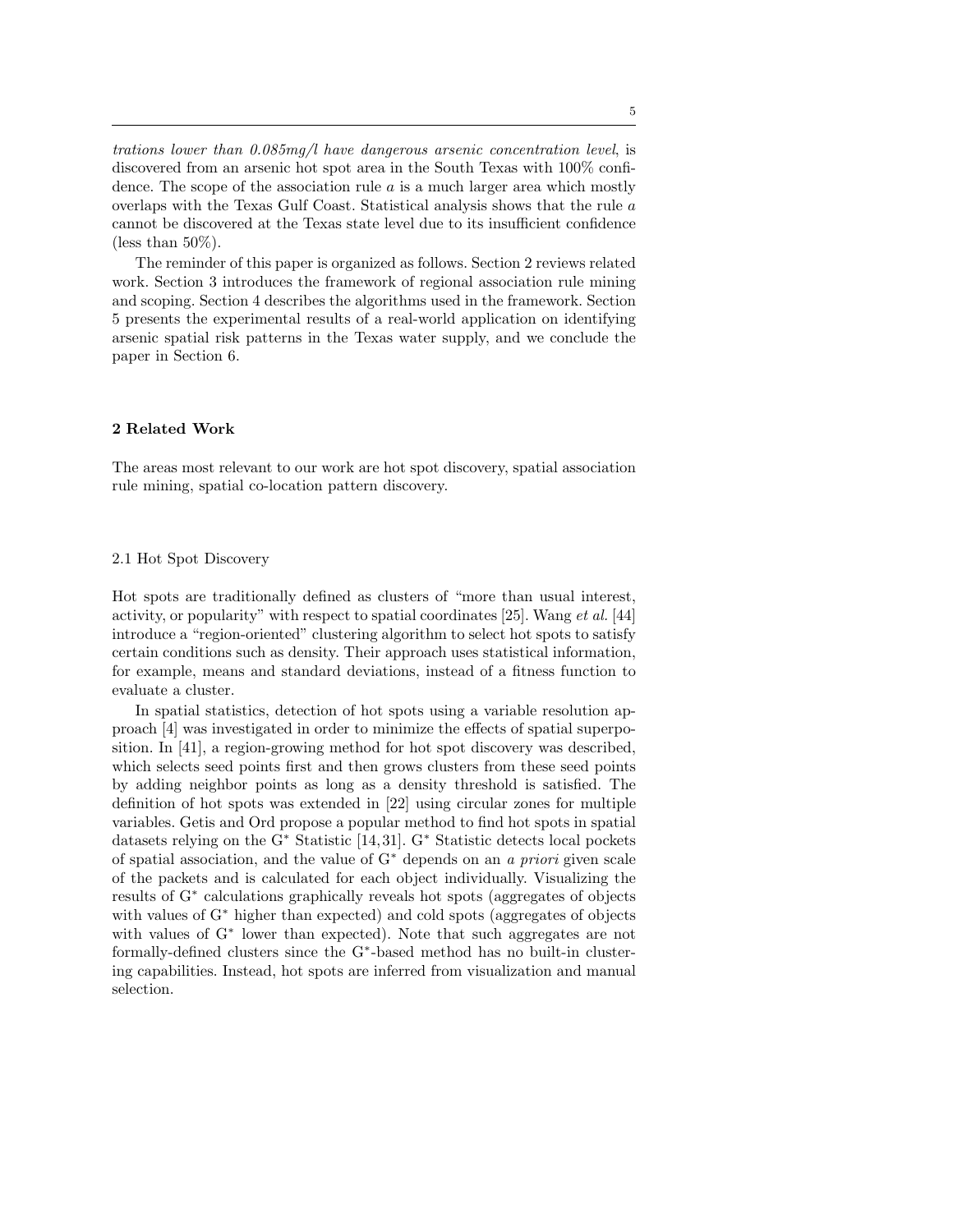*trations lower than 0.085mg/l have dangerous arsenic concentration level*, is discovered from an arsenic hot spot area in the South Texas with 100% confidence. The scope of the association rule $a$ is a much larger area which mostly overlaps with the Texas Gulf Coast. Statistical analysis shows that the rule $a$ cannot be discovered at the Texas state level due to its insufficient confidence (less than 50%).

The reminder of this paper is organized as follows. Section 2 reviews related work. Section 3 introduces the framework of regional association rule mining and scoping. Section 4 describes the algorithms used in the framework. Section 5 presents the experimental results of a real-world application on identifying arsenic spatial risk patterns in the Texas water supply, and we conclude the paper in Section 6.

## 2 Related Work

The areas most relevant to our work are hot spot discovery, spatial association rule mining, spatial co-location pattern discovery.

### 2.1 Hot Spot Discovery

Hot spots are traditionally defined as clusters of "more than usual interest, activity, or popularity" with respect to spatial coordinates [25]. Wang *et al.* [44] introduce a "region-oriented" clustering algorithm to select hot spots to satisfy certain conditions such as density. Their approach uses statistical information, for example, means and standard deviations, instead of a fitness function to evaluate a cluster.

In spatial statistics, detection of hot spots using a variable resolution approach [4] was investigated in order to minimize the effects of spatial superposition. In [41], a region-growing method for hot spot discovery was described, which selects seed points first and then grows clusters from these seed points by adding neighbor points as long as a density threshold is satisfied. The definition of hot spots was extended in [22] using circular zones for multiple variables. Getis and Ord propose a popular method to find hot spots in spatial datasets relying on the $G^*$ Statistic [14,31]. $G^*$ Statistic detects local pockets of spatial association, and the value of $G^*$ depends on an *a priori* given scale of the packets and is calculated for each object individually. Visualizing the results of $G^*$ calculations graphically reveals hot spots (aggregates of objects with values of $G^*$ higher than expected) and cold spots (aggregates of objects with values of $G^*$ lower than expected). Note that such aggregates are not formally-defined clusters since the $G^*$-based method has no built-in clustering capabilities. Instead, hot spots are inferred from visualization and manual selection.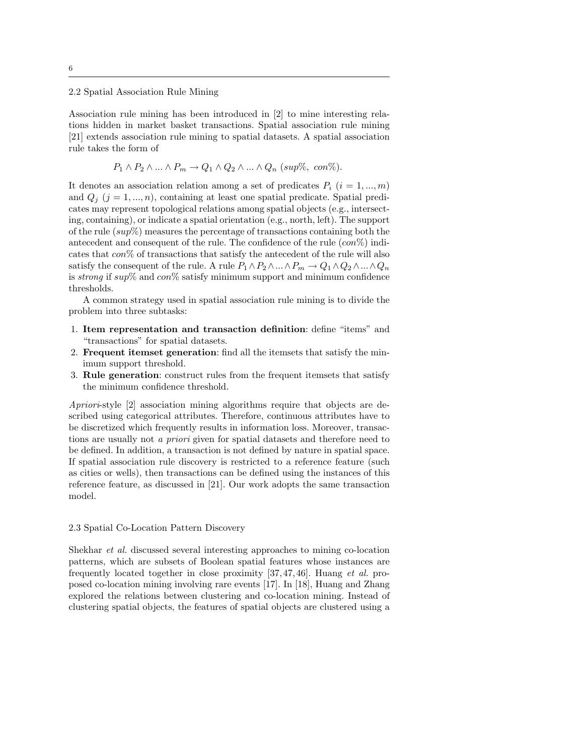### 2.2 Spatial Association Rule Mining

Association rule mining has been introduced in [2] to mine interesting relations hidden in market basket transactions. Spatial association rule mining [21] extends association rule mining to spatial datasets. A spatial association rule takes the form of

$$P_1 \wedge P_2 \wedge ... \wedge P_m \rightarrow Q_1 \wedge Q_2 \wedge ... \wedge Q_n \ (sup\%,\ con\%).$$

It denotes an association relation among a set of predicates $P_i$ $(i = 1, ..., m)$ and $Q_j$ $(j = 1, ..., n)$, containing at least one spatial predicate. Spatial predicates may represent topological relations among spatial objects (e.g., intersecting, containing), or indicate a spatial orientation (e.g., north, left). The support of the rule ($sup\%$) measures the percentage of transactions containing both the antecedent and consequent of the rule. The confidence of the rule ($con\%$) indicates that $con\%$ of transactions that satisfy the antecedent of the rule will also satisfy the consequent of the rule. A rule $P_1 \wedge P_2 \wedge ... \wedge P_m \rightarrow Q_1 \wedge Q_2 \wedge ... \wedge Q_n$ is *strong* if $sup\%$ and $con\%$ satisfy minimum support and minimum confidence thresholds.

A common strategy used in spatial association rule mining is to divide the problem into three subtasks:

1. **Item representation and transaction definition**: define "items" and "transactions" for spatial datasets.
2. **Frequent itemset generation**: find all the itemsets that satisfy the minimum support threshold.
3. **Rule generation**: construct rules from the frequent itemsets that satisfy the minimum confidence threshold.

*Apriori*-style [2] association mining algorithms require that objects are described using categorical attributes. Therefore, continuous attributes have to be discretized which frequently results in information loss. Moreover, transactions are usually not *a priori* given for spatial datasets and therefore need to be defined. In addition, a transaction is not defined by nature in spatial space. If spatial association rule discovery is restricted to a reference feature (such as cities or wells), then transactions can be defined using the instances of this reference feature, as discussed in [21]. Our work adopts the same transaction model.

### 2.3 Spatial Co-Location Pattern Discovery

Shekhar *et al.* discussed several interesting approaches to mining co-location patterns, which are subsets of Boolean spatial features whose instances are frequently located together in close proximity [37, 47, 46]. Huang *et al.* proposed co-location mining involving rare events [17]. In [18], Huang and Zhang explored the relations between clustering and co-location mining. Instead of clustering spatial objects, the features of spatial objects are clustered using a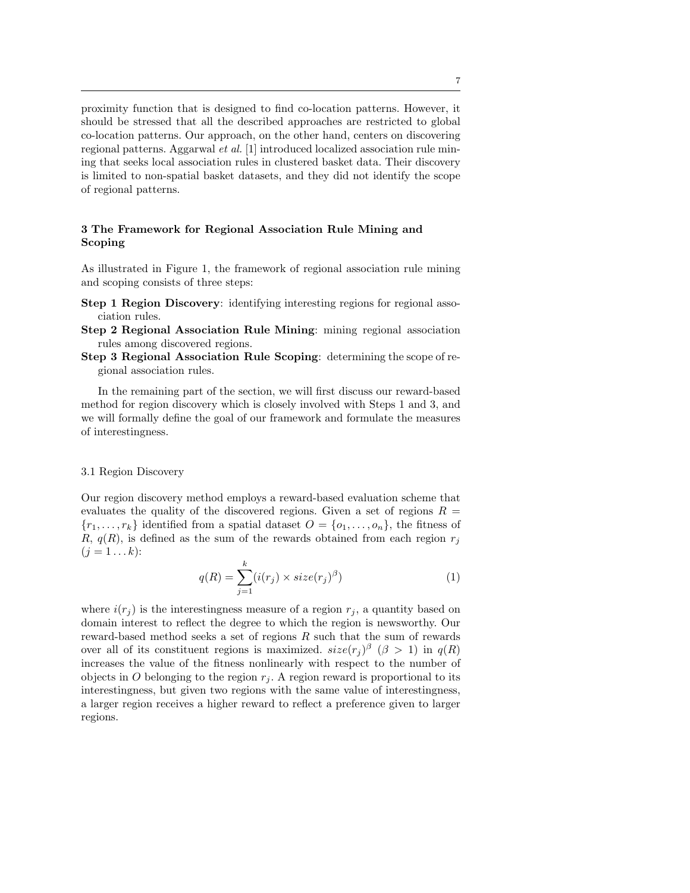proximity function that is designed to find co-location patterns. However, it should be stressed that all the described approaches are restricted to global co-location patterns. Our approach, on the other hand, centers on discovering regional patterns. Aggarwal *et al.* [1] introduced localized association rule mining that seeks local association rules in clustered basket data. Their discovery is limited to non-spatial basket datasets, and they did not identify the scope of regional patterns.

## 3 The Framework for Regional Association Rule Mining and Scoping

As illustrated in Figure 1, the framework of regional association rule mining and scoping consists of three steps:

**Step 1 Region Discovery**: identifying interesting regions for regional association rules.

**Step 2 Regional Association Rule Mining**: mining regional association rules among discovered regions.

**Step 3 Regional Association Rule Scoping**: determining the scope of regional association rules.

In the remaining part of the section, we will first discuss our reward-based method for region discovery which is closely involved with Steps 1 and 3, and we will formally define the goal of our framework and formulate the measures of interestingness.

### 3.1 Region Discovery

Our region discovery method employs a reward-based evaluation scheme that evaluates the quality of the discovered regions. Given a set of regions $R = \{r_1, \ldots, r_k\}$ identified from a spatial dataset $O = \{o_1, \ldots, o_n\}$, the fitness of $R$, $q(R)$, is defined as the sum of the rewards obtained from each region $r_j$ $(j = 1 \ldots k)$:

$$q(R) = \sum_{j=1}^{k} (i(r_j) \times size(r_j)^{\beta}) \tag{1}$$

where $i(r_j)$ is the interestingness measure of a region $r_j$, a quantity based on domain interest to reflect the degree to which the region is newsworthy. Our reward-based method seeks a set of regions $R$ such that the sum of rewards over all of its constituent regions is maximized. $size(r_j)^{\beta}$ $(\beta > 1)$ in $q(R)$ increases the value of the fitness nonlinearly with respect to the number of objects in $O$ belonging to the region $r_j$. A region reward is proportional to its interestingness, but given two regions with the same value of interestingness, a larger region receives a higher reward to reflect a preference given to larger regions.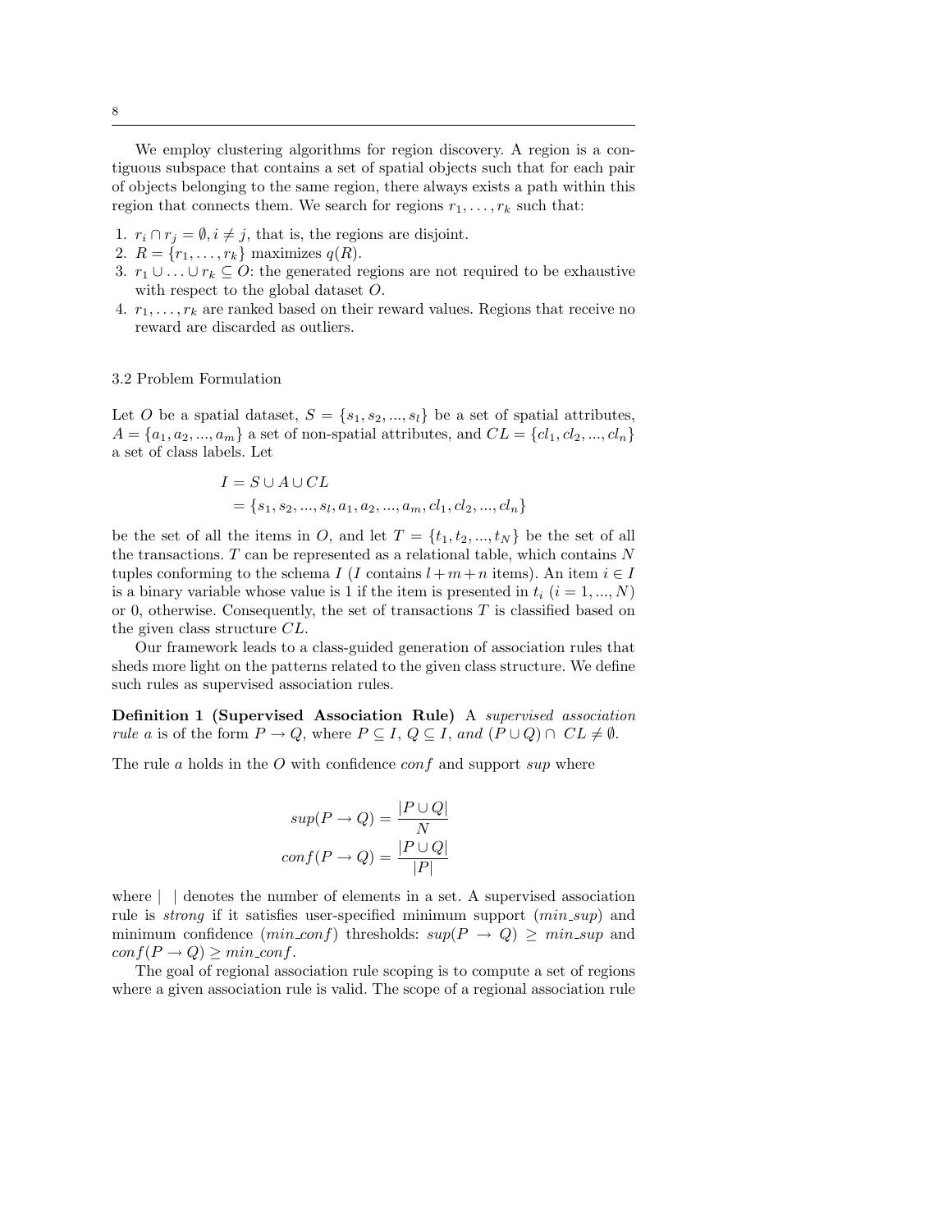We employ clustering algorithms for region discovery. A region is a contiguous subspace that contains a set of spatial objects such that for each pair of objects belonging to the same region, there always exists a path within this region that connects them. We search for regions $r_1, \ldots, r_k$ such that:

1. $r_i \cap r_j = \emptyset, i \neq j$, that is, the regions are disjoint.
2. $R = \{r_1, \ldots, r_k\}$ maximizes $q(R)$.
3. $r_1 \cup \ldots \cup r_k \subseteq O$: the generated regions are not required to be exhaustive with respect to the global dataset $O$.
4. $r_1, \ldots, r_k$ are ranked based on their reward values. Regions that receive no reward are discarded as outliers.

### 3.2 Problem Formulation

Let $O$ be a spatial dataset, $S = \{s_1, s_2, ..., s_l\}$ be a set of spatial attributes, $A = \{a_1, a_2, ..., a_m\}$ a set of non-spatial attributes, and $CL = \{cl_1, cl_2, ..., cl_n\}$ a set of class labels. Let

$$
\begin{aligned}
I &= S \cup A \cup CL \\
&= \{s_1, s_2, ..., s_l, a_1, a_2, ..., a_m, cl_1, cl_2, ..., cl_n\}
\end{aligned}
$$

be the set of all the items in $O$, and let $T = \{t_1, t_2, ..., t_N\}$ be the set of all the transactions. $T$ can be represented as a relational table, which contains $N$ tuples conforming to the schema $I$ ($I$ contains $l+m+n$ items). An item $i \in I$ is a binary variable whose value is 1 if the item is presented in $t_i$ ($i = 1, ..., N$) or 0, otherwise. Consequently, the set of transactions $T$ is classified based on the given class structure $CL$.

Our framework leads to a class-guided generation of association rules that sheds more light on the patterns related to the given class structure. We define such rules as supervised association rules.

**Definition 1 (Supervised Association Rule)** A *supervised association rule a is of the form* $P \rightarrow Q$, *where* $P \subseteq I$, $Q \subseteq I$, *and* $(P \cup Q) \cap CL \neq \emptyset$.

The rule $a$ holds in the $O$ with confidence $conf$ and support $sup$ where

$$
\begin{aligned}
sup(P \rightarrow Q) &= \frac{|P \cup Q|}{N} \\
conf(P \rightarrow Q) &= \frac{|P \cup Q|}{|P|}
\end{aligned}
$$

where $|\ |$ denotes the number of elements in a set. A supervised association rule is *strong* if it satisfies user-specified minimum support ($min\_sup$) and minimum confidence ($min\_conf$) thresholds: $sup(P \rightarrow Q) \geq min\_sup$ and $conf(P \rightarrow Q) \geq min\_conf$.

The goal of regional association rule scoping is to compute a set of regions where a given association rule is valid. The scope of a regional association rule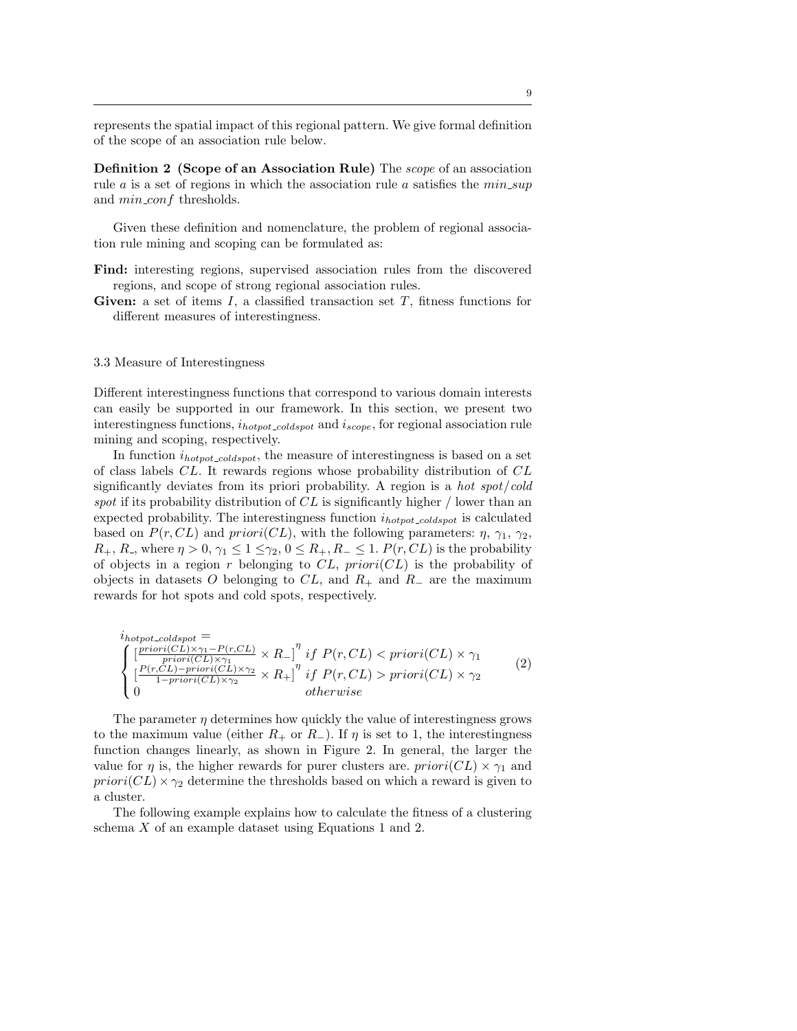represents the spatial impact of this regional pattern. We give formal definition of the scope of an association rule below.

**Definition 2 (Scope of an Association Rule)** The *scope* of an association rule $a$ is a set of regions in which the association rule $a$ satisfies the $min\_sup$ and $min\_conf$ thresholds.

Given these definition and nomenclature, the problem of regional association rule mining and scoping can be formulated as:

**Find:** interesting regions, supervised association rules from the discovered regions, and scope of strong regional association rules.

**Given:** a set of items $I$, a classified transaction set $T$, fitness functions for different measures of interestingness.

### 3.3 Measure of Interestingness

Different interestingness functions that correspond to various domain interests can easily be supported in our framework. In this section, we present two interestingness functions, $i_{hotpot\_coldspot}$ and $i_{scope}$, for regional association rule mining and scoping, respectively.

In function $i_{hotpot\_coldspot}$, the measure of interestingness is based on a set of class labels $CL$. It rewards regions whose probability distribution of $CL$ significantly deviates from its priori probability. A region is a *hot spot*/*cold spot* if its probability distribution of $CL$ is significantly higher / lower than an expected probability. The interestingness function $i_{hotpot\_coldspot}$ is calculated based on $P(r, CL)$ and $priori(CL)$, with the following parameters: $\eta$, $\gamma_1$, $\gamma_2$, $R_+$, $R_-$, where $\eta > 0$, $\gamma_1 \leq 1 \leq \gamma_2$, $0 \leq R_+, R_- \leq 1$. $P(r, CL)$ is the probability of objects in a region $r$ belonging to $CL$, $priori(CL)$ is the probability of objects in datasets $O$ belonging to $CL$, and $R_+$ and $R_-$ are the maximum rewards for hot spots and cold spots, respectively.

$$
i_{hotpot\_coldspot} = \begin{cases} \left[\frac{priori(CL)\times\gamma_1 - P(r,CL)}{priori(CL)\times\gamma_1} \times R_-\right]^{\eta} & if \ P(r,CL) < priori(CL)\times\gamma_1 \\ \left[\frac{P(r,CL) - priori(CL)\times\gamma_2}{1 - priori(CL)\times\gamma_2} \times R_+\right]^{\eta} & if \ P(r,CL) > priori(CL)\times\gamma_2 \\ 0 & otherwise \end{cases} \tag{2}
$$

The parameter $\eta$ determines how quickly the value of interestingness grows to the maximum value (either $R_+$ or $R_-$). If $\eta$ is set to 1, the interestingness function changes linearly, as shown in Figure 2. In general, the larger the value for $\eta$ is, the higher rewards for purer clusters are. $priori(CL) \times \gamma_1$ and $priori(CL) \times \gamma_2$ determine the thresholds based on which a reward is given to a cluster.

The following example explains how to calculate the fitness of a clustering schema $X$ of an example dataset using Equations 1 and 2.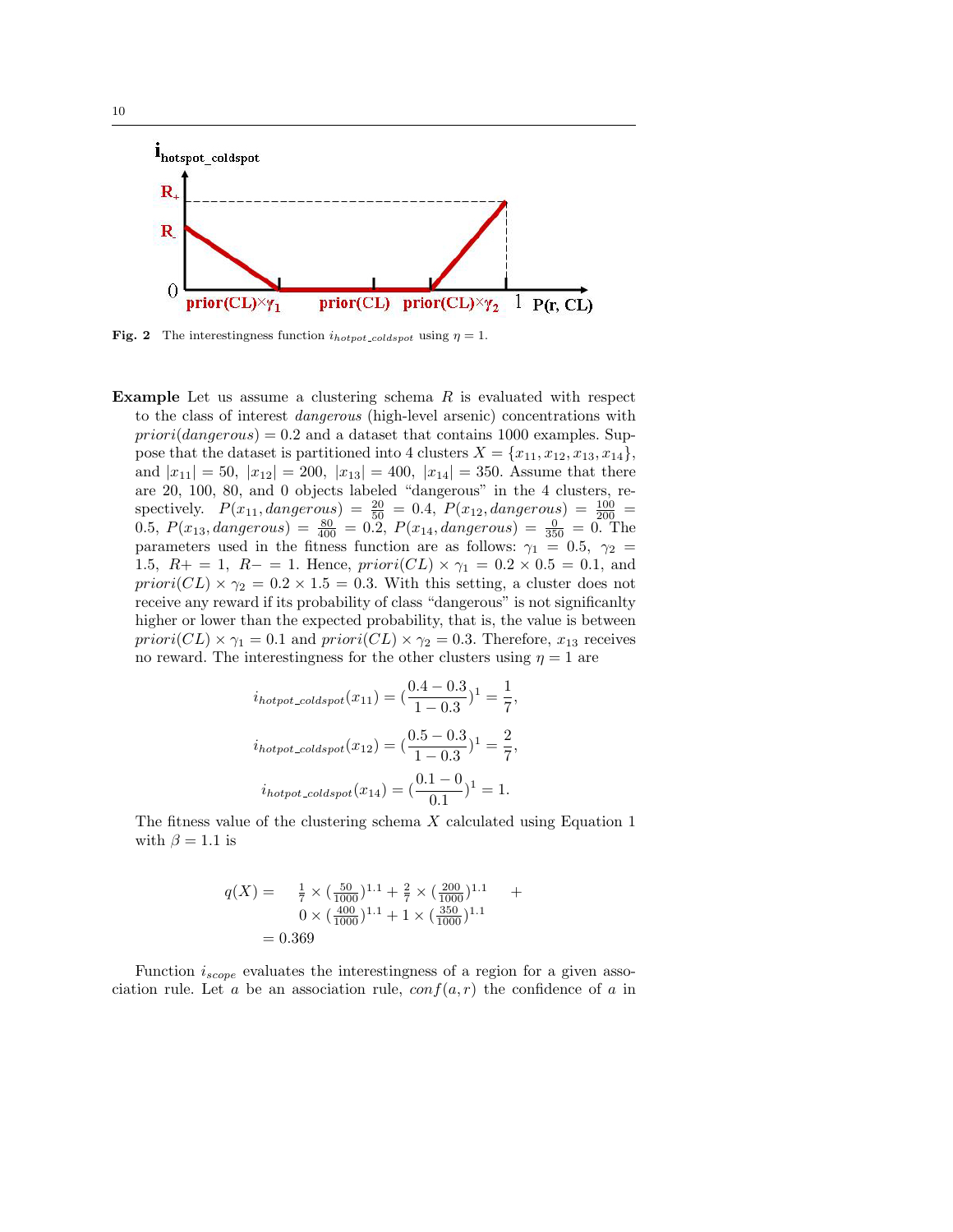**Fig. 2** The interestingness function $i_{hotpot\_coldspot}$ using $\eta = 1$.

**Example** Let us assume a clustering schema $R$ is evaluated with respect to the class of interest *dangerous* (high-level arsenic) concentrations with $priori(dangerous) = 0.2$ and a dataset that contains 1000 examples. Suppose that the dataset is partitioned into 4 clusters $X = \{x_{11}, x_{12}, x_{13}, x_{14}\}$, and $|x_{11}| = 50$, $|x_{12}| = 200$, $|x_{13}| = 400$, $|x_{14}| = 350$. Assume that there are 20, 100, 80, and 0 objects labeled "dangerous" in the 4 clusters, respectively. $P(x_{11}, dangerous) = \frac{20}{50} = 0.4$, $P(x_{12}, dangerous) = \frac{100}{200} = 0.5$, $P(x_{13}, dangerous) = \frac{80}{400} = 0.2$, $P(x_{14}, dangerous) = \frac{0}{350} = 0$. The parameters used in the fitness function are as follows: $\gamma_1 = 0.5$, $\gamma_2 = 1.5$, $R+ = 1$, $R- = 1$. Hence, $priori(CL) \times \gamma_1 = 0.2 \times 0.5 = 0.1$, and $priori(CL) \times \gamma_2 = 0.2 \times 1.5 = 0.3$. With this setting, a cluster does not receive any reward if its probability of class "dangerous" is not significanlty higher or lower than the expected probability, that is, the value is between $priori(CL) \times \gamma_1 = 0.1$ and $priori(CL) \times \gamma_2 = 0.3$. Therefore, $x_{13}$ receives no reward. The interestingness for the other clusters using $\eta = 1$ are

$$i_{hotpot\_coldspot}(x_{11}) = (\frac{0.4 - 0.3}{1 - 0.3})^1 = \frac{1}{7},$$

$$i_{hotpot\_coldspot}(x_{12}) = (\frac{0.5 - 0.3}{1 - 0.3})^1 = \frac{2}{7},$$

$$i_{hotpot\_coldspot}(x_{14}) = (\frac{0.1 - 0}{0.1})^1 = 1.$$

The fitness value of the clustering schema $X$ calculated using Equation 1 with $\beta = 1.1$ is

$$\begin{aligned} q(X) = & \ \tfrac{1}{7} \times (\tfrac{50}{1000})^{1.1} + \tfrac{2}{7} \times (\tfrac{200}{1000})^{1.1} \quad + \\ & \ 0 \times (\tfrac{400}{1000})^{1.1} + 1 \times (\tfrac{350}{1000})^{1.1} \\ = & \ 0.369 \end{aligned}$$

Function $i_{scope}$ evaluates the interestingness of a region for a given association rule. Let $a$ be an association rule, $conf(a, r)$ the confidence of $a$ in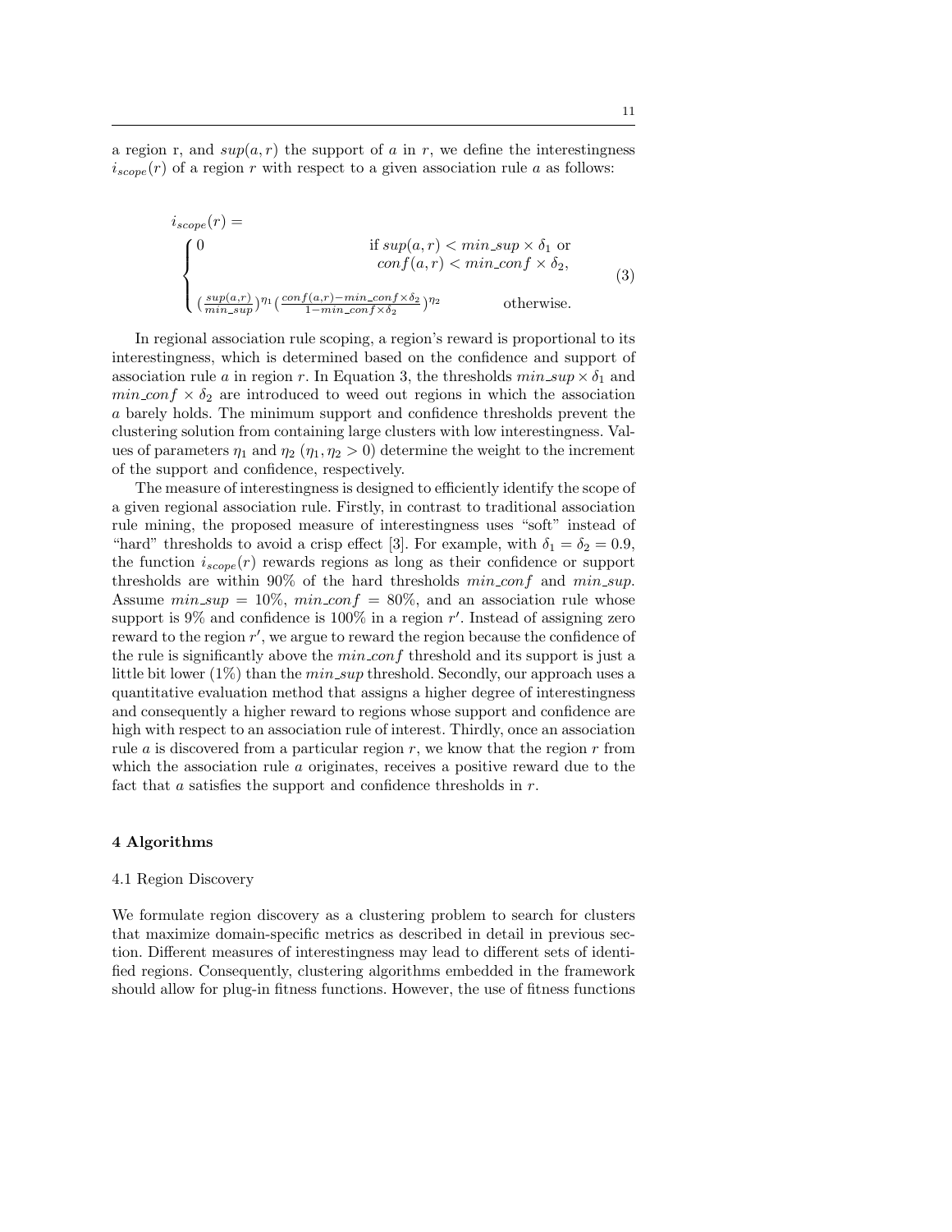a region r, and $sup(a, r)$ the support of $a$ in $r$, we define the interestingness $i_{scope}(r)$ of a region $r$ with respect to a given association rule $a$ as follows:

$$
i_{scope}(r) = \begin{cases} 0 & \text{if } sup(a,r) < min\_sup \times \delta_1 \text{ or} \\ & \quad conf(a,r) < min\_conf \times \delta_2, \\ \left(\frac{sup(a,r)}{min\_sup}\right)^{\eta_1}\left(\frac{conf(a,r) - min\_conf \times \delta_2}{1 - min\_conf \times \delta_2}\right)^{\eta_2} & \text{otherwise.} \end{cases} \tag{3}
$$

In regional association rule scoping, a region's reward is proportional to its interestingness, which is determined based on the confidence and support of association rule $a$ in region $r$. In Equation 3, the thresholds $min\_sup \times \delta_1$ and $min\_conf \times \delta_2$ are introduced to weed out regions in which the association $a$ barely holds. The minimum support and confidence thresholds prevent the clustering solution from containing large clusters with low interestingness. Values of parameters $\eta_1$ and $\eta_2$ ($\eta_1, \eta_2 > 0$) determine the weight to the increment of the support and confidence, respectively.

The measure of interestingness is designed to efficiently identify the scope of a given regional association rule. Firstly, in contrast to traditional association rule mining, the proposed measure of interestingness uses "soft" instead of "hard" thresholds to avoid a crisp effect [3]. For example, with $\delta_1 = \delta_2 = 0.9$, the function $i_{scope}(r)$ rewards regions as long as their confidence or support thresholds are within 90% of the hard thresholds $min\_conf$ and $min\_sup$. Assume $min\_sup = 10\%$, $min\_conf = 80\%$, and an association rule whose support is 9% and confidence is 100% in a region $r'$. Instead of assigning zero reward to the region $r'$, we argue to reward the region because the confidence of the rule is significantly above the $min\_conf$ threshold and its support is just a little bit lower (1%) than the $min\_sup$ threshold. Secondly, our approach uses a quantitative evaluation method that assigns a higher degree of interestingness and consequently a higher reward to regions whose support and confidence are high with respect to an association rule of interest. Thirdly, once an association rule $a$ is discovered from a particular region $r$, we know that the region $r$ from which the association rule $a$ originates, receives a positive reward due to the fact that $a$ satisfies the support and confidence thresholds in $r$.

## 4 Algorithms

### 4.1 Region Discovery

We formulate region discovery as a clustering problem to search for clusters that maximize domain-specific metrics as described in detail in previous section. Different measures of interestingness may lead to different sets of identified regions. Consequently, clustering algorithms embedded in the framework should allow for plug-in fitness functions. However, the use of fitness functions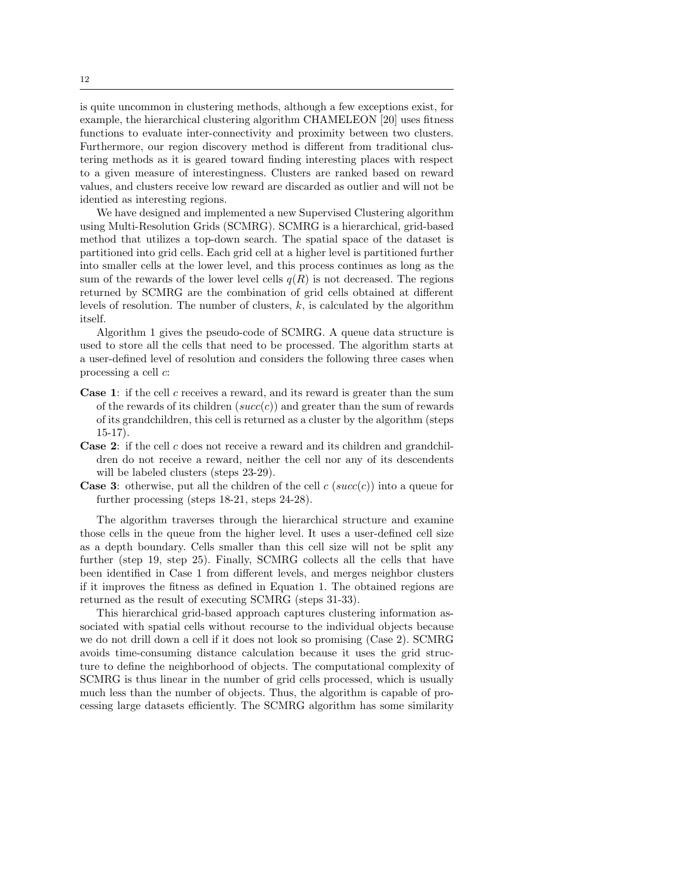is quite uncommon in clustering methods, although a few exceptions exist, for example, the hierarchical clustering algorithm CHAMELEON [20] uses fitness functions to evaluate inter-connectivity and proximity between two clusters. Furthermore, our region discovery method is different from traditional clustering methods as it is geared toward finding interesting places with respect to a given measure of interestingness. Clusters are ranked based on reward values, and clusters receive low reward are discarded as outlier and will not be identied as interesting regions.

We have designed and implemented a new Supervised Clustering algorithm using Multi-Resolution Grids (SCMRG). SCMRG is a hierarchical, grid-based method that utilizes a top-down search. The spatial space of the dataset is partitioned into grid cells. Each grid cell at a higher level is partitioned further into smaller cells at the lower level, and this process continues as long as the sum of the rewards of the lower level cells $q(R)$ is not decreased. The regions returned by SCMRG are the combination of grid cells obtained at different levels of resolution. The number of clusters, $k$, is calculated by the algorithm itself.

Algorithm 1 gives the pseudo-code of SCMRG. A queue data structure is used to store all the cells that need to be processed. The algorithm starts at a user-defined level of resolution and considers the following three cases when processing a cell $c$:

- **Case 1**: if the cell $c$ receives a reward, and its reward is greater than the sum of the rewards of its children ($succ(c)$) and greater than the sum of rewards of its grandchildren, this cell is returned as a cluster by the algorithm (steps 15-17).
- **Case 2**: if the cell $c$ does not receive a reward and its children and grandchildren do not receive a reward, neither the cell nor any of its descendents will be labeled clusters (steps 23-29).
- **Case 3**: otherwise, put all the children of the cell $c$ ($succ(c)$) into a queue for further processing (steps 18-21, steps 24-28).

The algorithm traverses through the hierarchical structure and examine those cells in the queue from the higher level. It uses a user-defined cell size as a depth boundary. Cells smaller than this cell size will not be split any further (step 19, step 25). Finally, SCMRG collects all the cells that have been identified in Case 1 from different levels, and merges neighbor clusters if it improves the fitness as defined in Equation 1. The obtained regions are returned as the result of executing SCMRG (steps 31-33).

This hierarchical grid-based approach captures clustering information associated with spatial cells without recourse to the individual objects because we do not drill down a cell if it does not look so promising (Case 2). SCMRG avoids time-consuming distance calculation because it uses the grid structure to define the neighborhood of objects. The computational complexity of SCMRG is thus linear in the number of grid cells processed, which is usually much less than the number of objects. Thus, the algorithm is capable of processing large datasets efficiently. The SCMRG algorithm has some similarity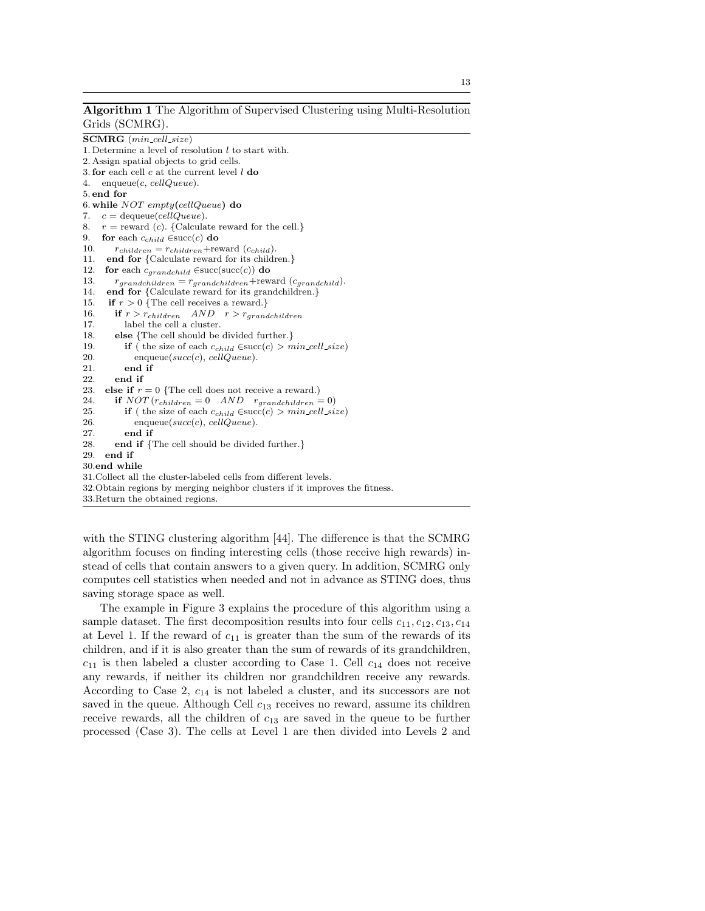**Algorithm 1** The Algorithm of Supervised Clustering using Multi-Resolution Grids (SCMRG).

```
SCMRG (min_cell_size)
1. Determine a level of resolution l to start with.
2. Assign spatial objects to grid cells.
3. for each cell c at the current level l do
4.   enqueue(c, cellQueue).
5. end for
6. while NOT empty(cellQueue) do
7.   c = dequeue(cellQueue).
8.   r = reward (c). {Calculate reward for the cell.}
9.   for each c_child ∈succ(c) do
10.     r_children = r_children+reward (c_child).
11.   end for {Calculate reward for its children.}
12.   for each c_grandchild ∈succ(succ(c)) do
13.     r_grandchildren = r_grandchildren+reward (c_grandchild).
14.   end for {Calculate reward for its grandchildren.}
15.   if r > 0 {The cell receives a reward.}
16.     if r > r_children   AND   r > r_grandchildren
17.       label the cell a cluster.
18.     else {The cell should be divided further.}
19.       if ( the size of each c_child ∈succ(c) > min_cell_size)
20.         enqueue(succ(c), cellQueue).
21.       end if
22.     end if
23.   else if r = 0 {The cell does not receive a reward.)
24.     if NOT (r_children = 0   AND   r_grandchildren = 0)
25.       if ( the size of each c_child ∈succ(c) > min_cell_size)
26.         enqueue(succ(c), cellQueue).
27.       end if
28.     end if {The cell should be divided further.}
29.   end if
30.end while
31.Collect all the cluster-labeled cells from different levels.
32.Obtain regions by merging neighbor clusters if it improves the fitness.
33.Return the obtained regions.
```

with the STING clustering algorithm [44]. The difference is that the SCMRG algorithm focuses on finding interesting cells (those receive high rewards) instead of cells that contain answers to a given query. In addition, SCMRG only computes cell statistics when needed and not in advance as STING does, thus saving storage space as well.

The example in Figure 3 explains the procedure of this algorithm using a sample dataset. The first decomposition results into four cells $c_{11}, c_{12}, c_{13}, c_{14}$ at Level 1. If the reward of $c_{11}$ is greater than the sum of the rewards of its children, and if it is also greater than the sum of rewards of its grandchildren, $c_{11}$ is then labeled a cluster according to Case 1. Cell $c_{14}$ does not receive any rewards, if neither its children nor grandchildren receive any rewards. According to Case 2, $c_{14}$ is not labeled a cluster, and its successors are not saved in the queue. Although Cell $c_{13}$ receives no reward, assume its children receive rewards, all the children of $c_{13}$ are saved in the queue to be further processed (Case 3). The cells at Level 1 are then divided into Levels 2 and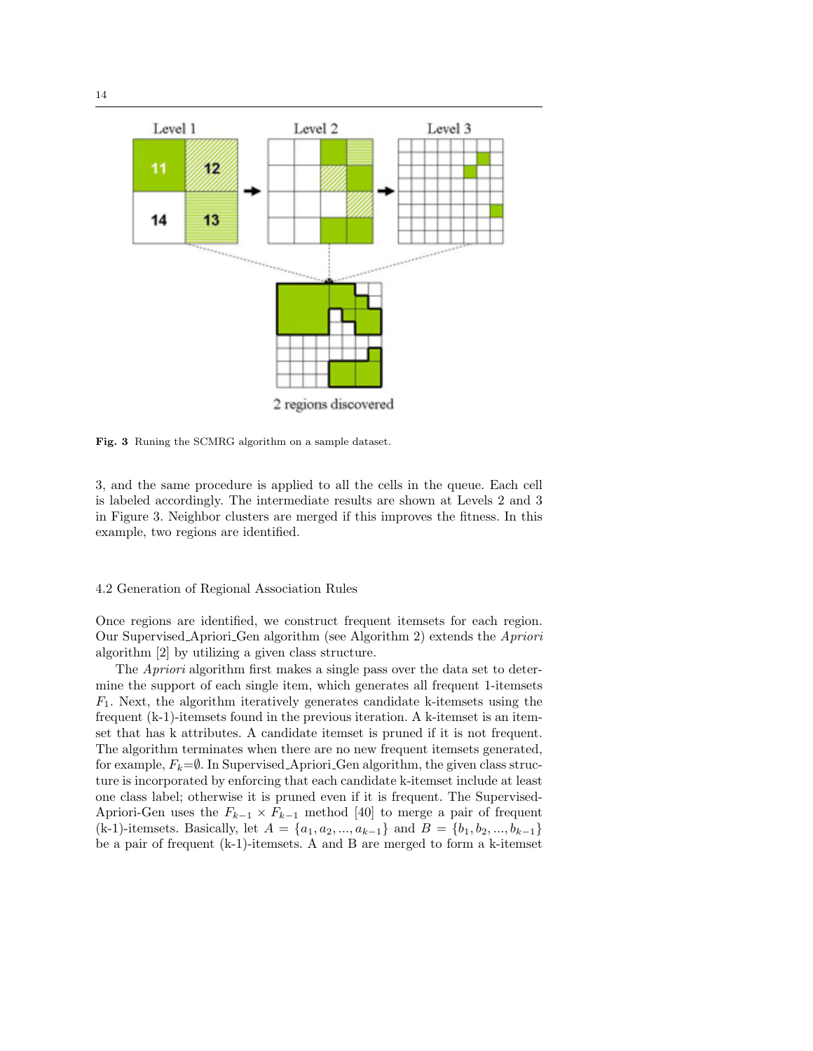Fig. 3 Runing the SCMRG algorithm on a sample dataset.

3, and the same procedure is applied to all the cells in the queue. Each cell is labeled accordingly. The intermediate results are shown at Levels 2 and 3 in Figure 3. Neighbor clusters are merged if this improves the fitness. In this example, two regions are identified.

### 4.2 Generation of Regional Association Rules

Once regions are identified, we construct frequent itemsets for each region. Our Supervised_Apriori_Gen algorithm (see Algorithm 2) extends the *Apriori* algorithm [2] by utilizing a given class structure.

The *Apriori* algorithm first makes a single pass over the data set to determine the support of each single item, which generates all frequent 1-itemsets $F_1$. Next, the algorithm iteratively generates candidate k-itemsets using the frequent (k-1)-itemsets found in the previous iteration. A k-itemset is an itemset that has k attributes. A candidate itemset is pruned if it is not frequent. The algorithm terminates when there are no new frequent itemsets generated, for example, $F_k$=$\emptyset$. In Supervised_Apriori_Gen algorithm, the given class structure is incorporated by enforcing that each candidate k-itemset include at least one class label; otherwise it is pruned even if it is frequent. The Supervised-Apriori-Gen uses the $F_{k-1} \times F_{k-1}$ method [40] to merge a pair of frequent (k-1)-itemsets. Basically, let $A = \{a_1, a_2, ..., a_{k-1}\}$ and $B = \{b_1, b_2, ..., b_{k-1}\}$ be a pair of frequent (k-1)-itemsets. A and B are merged to form a k-itemset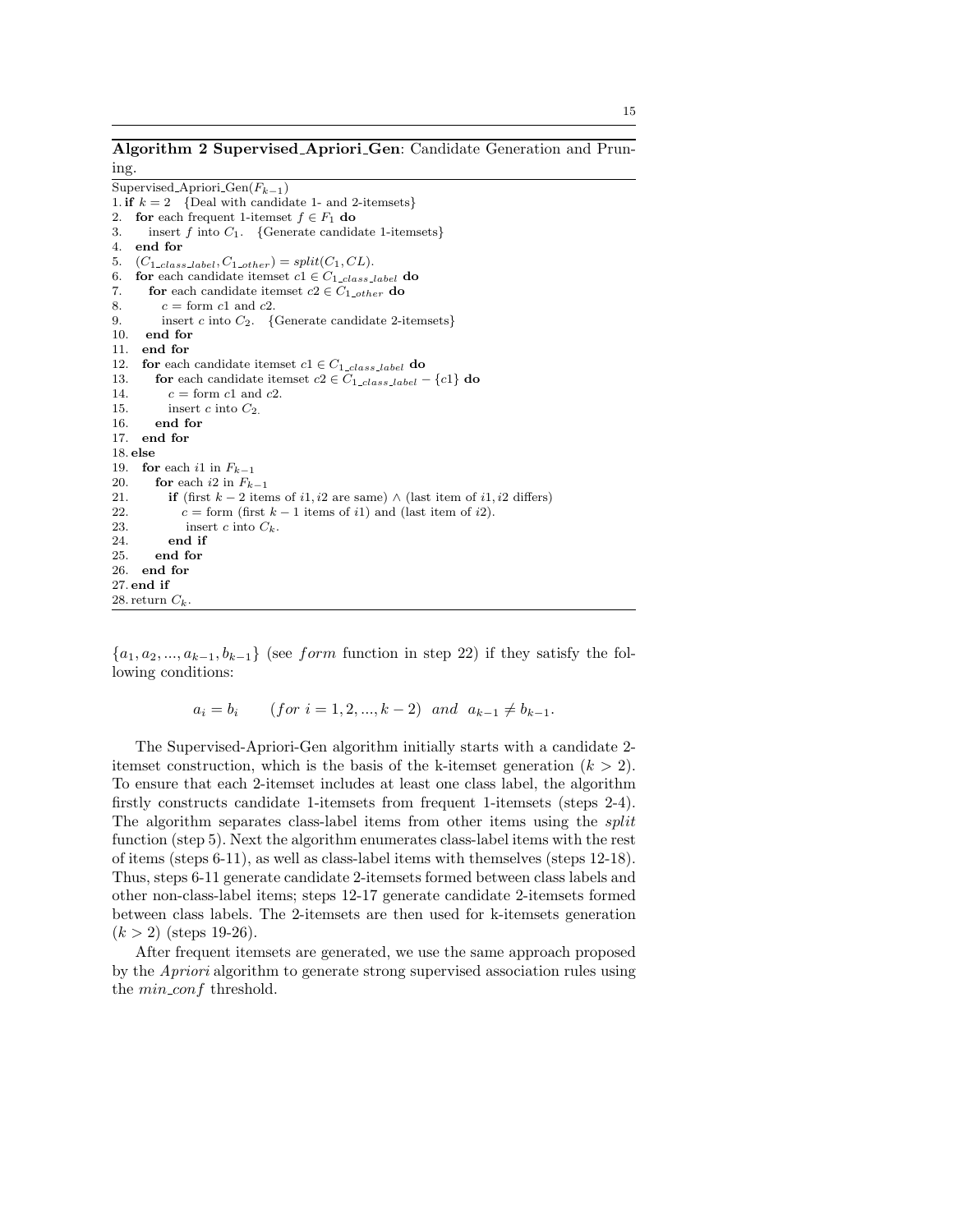**Algorithm 2 Supervised_Apriori_Gen**: Candidate Generation and Pruning.

```
Supervised_Apriori_Gen(F_{k-1})
1. if k = 2   {Deal with candidate 1- and 2-itemsets}
2.   for each frequent 1-itemset f ∈ F_1 do
3.     insert f into C_1.   {Generate candidate 1-itemsets}
4.   end for
5.   (C_1_class_label, C_1_other) = split(C_1, CL).
6.   for each candidate itemset c1 ∈ C_1_class_label do
7.     for each candidate itemset c2 ∈ C_1_other do
8.       c = form c1 and c2.
9.       insert c into C_2.   {Generate candidate 2-itemsets}
10.    end for
11.  end for
12.  for each candidate itemset c1 ∈ C_1_class_label do
13.    for each candidate itemset c2 ∈ C_1_class_label − {c1} do
14.      c = form c1 and c2.
15.      insert c into C_2.
16.    end for
17.  end for
18. else
19.  for each i1 in F_{k-1}
20.    for each i2 in F_{k-1}
21.      if (first k − 2 items of i1, i2 are same) ∧ (last item of i1, i2 differs)
22.        c = form (first k − 1 items of i1) and (last item of i2).
23.        insert c into C_k.
24.      end if
25.    end for
26.  end for
27. end if
28. return C_k.
```

$\{a_1, a_2, ..., a_{k-1}, b_{k-1}\}$ (see *form* function in step 22) if they satisfy the following conditions:

$$a_i = b_i \qquad (for\ i = 1, 2, ..., k-2)\ \ and\ \ a_{k-1} \neq b_{k-1}.$$

The Supervised-Apriori-Gen algorithm initially starts with a candidate 2-itemset construction, which is the basis of the k-itemset generation ($k > 2$). To ensure that each 2-itemset includes at least one class label, the algorithm firstly constructs candidate 1-itemsets from frequent 1-itemsets (steps 2-4). The algorithm separates class-label items from other items using the *split* function (step 5). Next the algorithm enumerates class-label items with the rest of items (steps 6-11), as well as class-label items with themselves (steps 12-18). Thus, steps 6-11 generate candidate 2-itemsets formed between class labels and other non-class-label items; steps 12-17 generate candidate 2-itemsets formed between class labels. The 2-itemsets are then used for k-itemsets generation ($k > 2$) (steps 19-26).

After frequent itemsets are generated, we use the same approach proposed by the *Apriori* algorithm to generate strong supervised association rules using the *min_conf* threshold.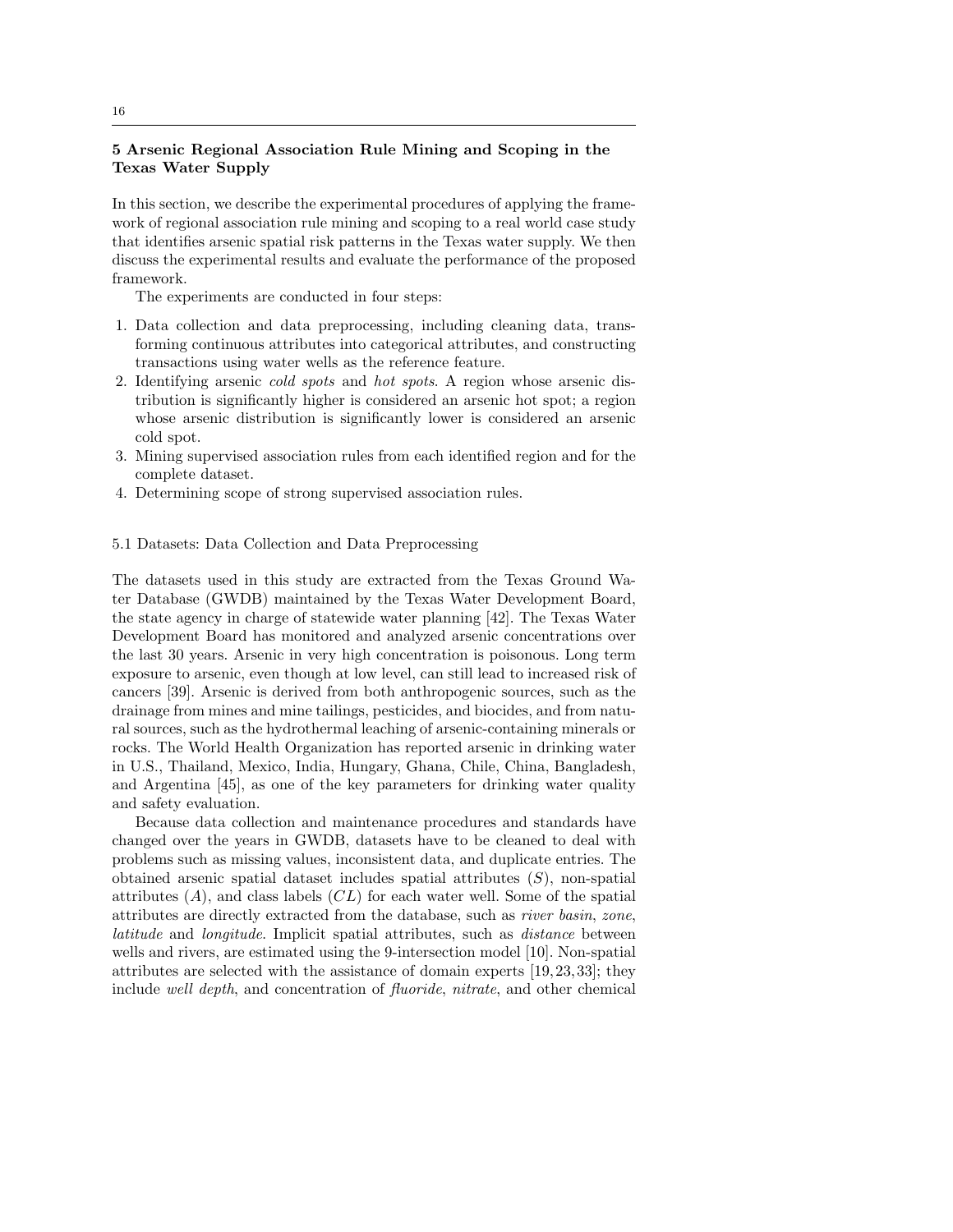## 5 Arsenic Regional Association Rule Mining and Scoping in the Texas Water Supply

In this section, we describe the experimental procedures of applying the framework of regional association rule mining and scoping to a real world case study that identifies arsenic spatial risk patterns in the Texas water supply. We then discuss the experimental results and evaluate the performance of the proposed framework.

The experiments are conducted in four steps:

1. Data collection and data preprocessing, including cleaning data, transforming continuous attributes into categorical attributes, and constructing transactions using water wells as the reference feature.
2. Identifying arsenic *cold spots* and *hot spots*. A region whose arsenic distribution is significantly higher is considered an arsenic hot spot; a region whose arsenic distribution is significantly lower is considered an arsenic cold spot.
3. Mining supervised association rules from each identified region and for the complete dataset.
4. Determining scope of strong supervised association rules.

### 5.1 Datasets: Data Collection and Data Preprocessing

The datasets used in this study are extracted from the Texas Ground Water Database (GWDB) maintained by the Texas Water Development Board, the state agency in charge of statewide water planning [42]. The Texas Water Development Board has monitored and analyzed arsenic concentrations over the last 30 years. Arsenic in very high concentration is poisonous. Long term exposure to arsenic, even though at low level, can still lead to increased risk of cancers [39]. Arsenic is derived from both anthropogenic sources, such as the drainage from mines and mine tailings, pesticides, and biocides, and from natural sources, such as the hydrothermal leaching of arsenic-containing minerals or rocks. The World Health Organization has reported arsenic in drinking water in U.S., Thailand, Mexico, India, Hungary, Ghana, Chile, China, Bangladesh, and Argentina [45], as one of the key parameters for drinking water quality and safety evaluation.

Because data collection and maintenance procedures and standards have changed over the years in GWDB, datasets have to be cleaned to deal with problems such as missing values, inconsistent data, and duplicate entries. The obtained arsenic spatial dataset includes spatial attributes ($S$), non-spatial attributes ($A$), and class labels ($CL$) for each water well. Some of the spatial attributes are directly extracted from the database, such as *river basin*, *zone*, *latitude* and *longitude*. Implicit spatial attributes, such as *distance* between wells and rivers, are estimated using the 9-intersection model [10]. Non-spatial attributes are selected with the assistance of domain experts [19,23,33]; they include *well depth*, and concentration of *fluoride*, *nitrate*, and other chemical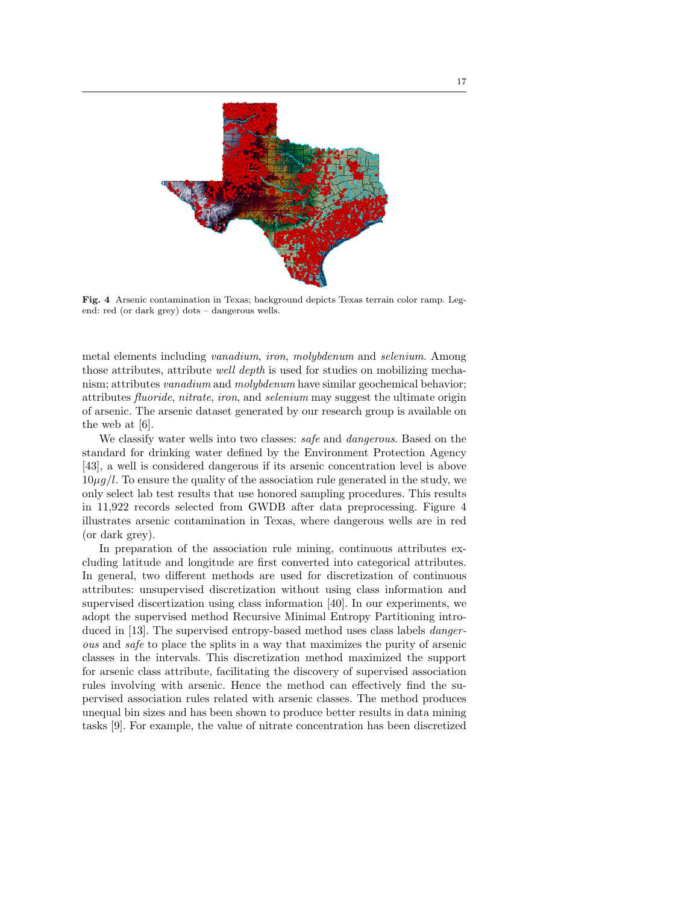**Fig. 4** Arsenic contamination in Texas; background depicts Texas terrain color ramp. Legend: red (or dark grey) dots – dangerous wells.

metal elements including *vanadium*, *iron*, *molybdenum* and *selenium*. Among those attributes, attribute *well depth* is used for studies on mobilizing mechanism; attributes *vanadium* and *molybdenum* have similar geochemical behavior; attributes *fluoride*, *nitrate*, *iron*, and *selenium* may suggest the ultimate origin of arsenic. The arsenic dataset generated by our research group is available on the web at [6].

We classify water wells into two classes: *safe* and *dangerous*. Based on the standard for drinking water defined by the Environment Protection Agency [43], a well is considered dangerous if its arsenic concentration level is above $10\mu g/l$. To ensure the quality of the association rule generated in the study, we only select lab test results that use honored sampling procedures. This results in 11,922 records selected from GWDB after data preprocessing. Figure 4 illustrates arsenic contamination in Texas, where dangerous wells are in red (or dark grey).

In preparation of the association rule mining, continuous attributes excluding latitude and longitude are first converted into categorical attributes. In general, two different methods are used for discretization of continuous attributes: unsupervised discretization without using class information and supervised discertization using class information [40]. In our experiments, we adopt the supervised method Recursive Minimal Entropy Partitioning introduced in [13]. The supervised entropy-based method uses class labels *dangerous* and *safe* to place the splits in a way that maximizes the purity of arsenic classes in the intervals. This discretization method maximized the support for arsenic class attribute, facilitating the discovery of supervised association rules involving with arsenic. Hence the method can effectively find the supervised association rules related with arsenic classes. The method produces unequal bin sizes and has been shown to produce better results in data mining tasks [9]. For example, the value of nitrate concentration has been discretized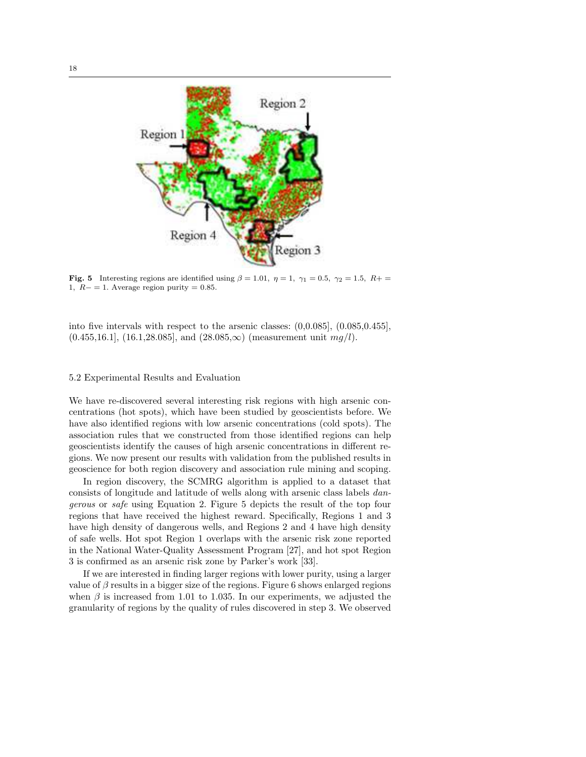**Fig. 5** Interesting regions are identified using $\beta = 1.01,\ \eta = 1,\ \gamma_1 = 0.5,\ \gamma_2 = 1.5,\ R+ = 1,\ R- = 1$. Average region purity = 0.85.

into five intervals with respect to the arsenic classes: (0,0.085], (0.085,0.455], (0.455,16.1], (16.1,28.085], and (28.085,$\infty$) (measurement unit $mg/l$).

### 5.2 Experimental Results and Evaluation

We have re-discovered several interesting risk regions with high arsenic concentrations (hot spots), which have been studied by geoscientists before. We have also identified regions with low arsenic concentrations (cold spots). The association rules that we constructed from those identified regions can help geoscientists identify the causes of high arsenic concentrations in different regions. We now present our results with validation from the published results in geoscience for both region discovery and association rule mining and scoping.

In region discovery, the SCMRG algorithm is applied to a dataset that consists of longitude and latitude of wells along with arsenic class labels *dangerous* or *safe* using Equation 2. Figure 5 depicts the result of the top four regions that have received the highest reward. Specifically, Regions 1 and 3 have high density of dangerous wells, and Regions 2 and 4 have high density of safe wells. Hot spot Region 1 overlaps with the arsenic risk zone reported in the National Water-Quality Assessment Program [27], and hot spot Region 3 is confirmed as an arsenic risk zone by Parker's work [33].

If we are interested in finding larger regions with lower purity, using a larger value of $\beta$ results in a bigger size of the regions. Figure 6 shows enlarged regions when $\beta$ is increased from 1.01 to 1.035. In our experiments, we adjusted the granularity of regions by the quality of rules discovered in step 3. We observed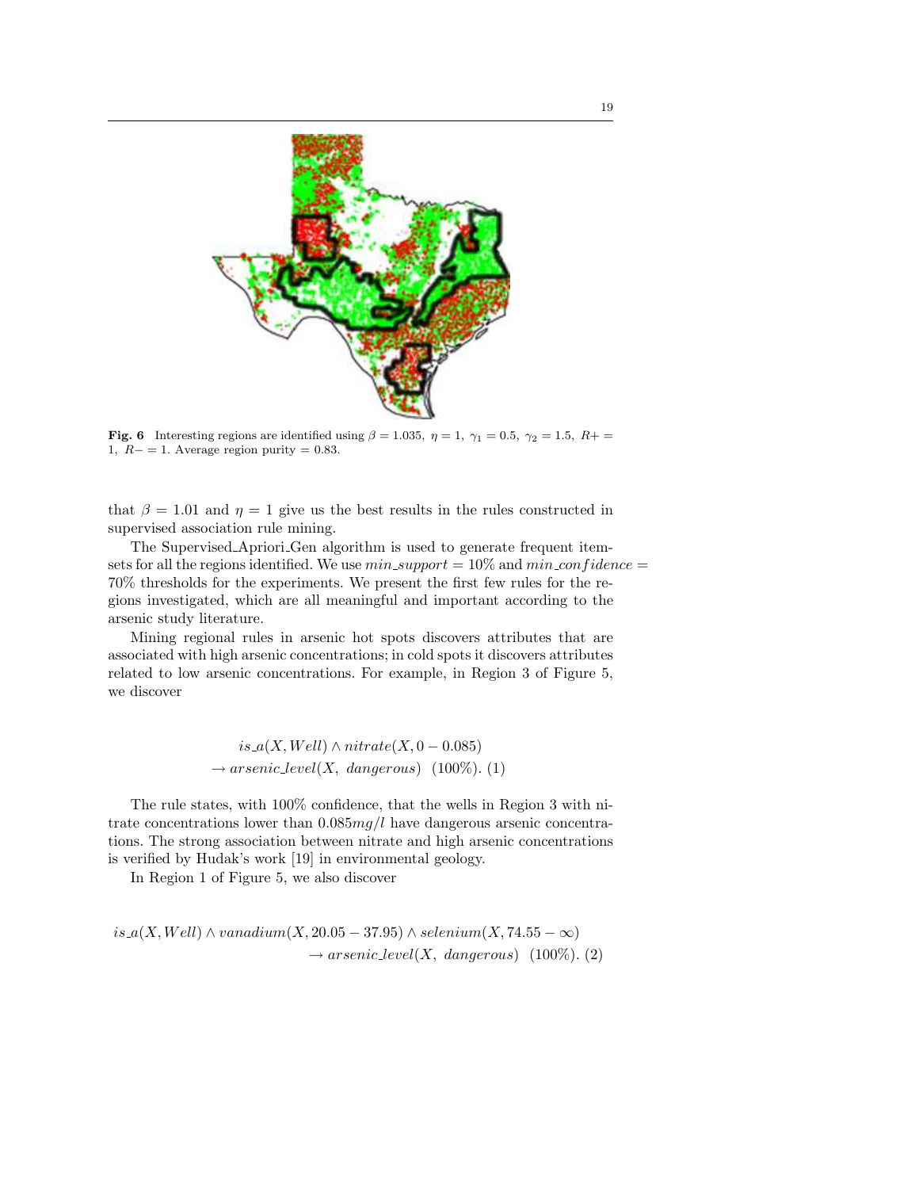**Fig. 6** Interesting regions are identified using $\beta = 1.035,\ \eta = 1,\ \gamma_1 = 0.5,\ \gamma_2 = 1.5,\ R+ = 1,\ R- = 1$. Average region purity = 0.83.

that $\beta = 1.01$ and $\eta = 1$ give us the best results in the rules constructed in supervised association rule mining.

The Supervised_Apriori_Gen algorithm is used to generate frequent itemsets for all the regions identified. We use $min\_support = 10\%$ and $min\_confidence = 70\%$ thresholds for the experiments. We present the first few rules for the regions investigated, which are all meaningful and important according to the arsenic study literature.

Mining regional rules in arsenic hot spots discovers attributes that are associated with high arsenic concentrations; in cold spots it discovers attributes related to low arsenic concentrations. For example, in Region 3 of Figure 5, we discover

$$is\_a(X, Well) \wedge nitrate(X, 0 - 0.085)$$
$$\rightarrow arsenic\_level(X,\ dangerous)\ \ (100\%).\ (1)$$

The rule states, with 100% confidence, that the wells in Region 3 with nitrate concentrations lower than $0.085 mg/l$ have dangerous arsenic concentrations. The strong association between nitrate and high arsenic concentrations is verified by Hudak's work [19] in environmental geology.

In Region 1 of Figure 5, we also discover

$$is\_a(X, Well) \wedge vanadium(X, 20.05 - 37.95) \wedge selenium(X, 74.55 - \infty)$$
$$\rightarrow arsenic\_level(X,\ dangerous)\ \ (100\%).\ (2)$$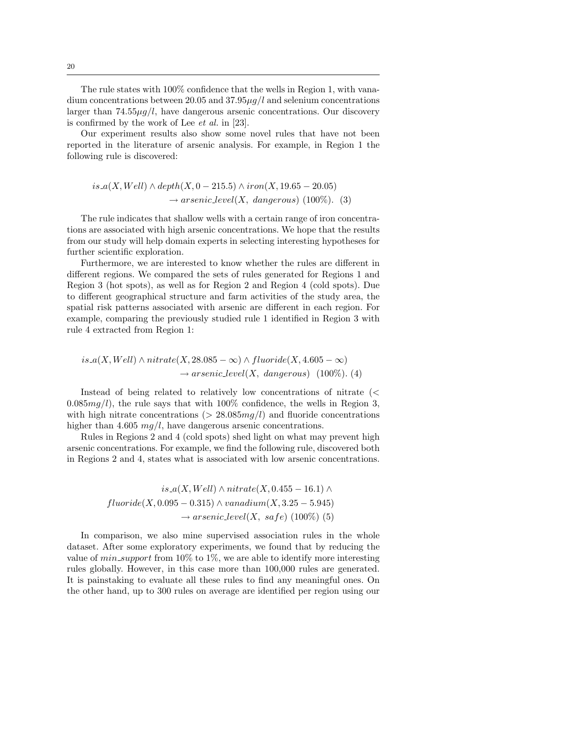The rule states with 100% confidence that the wells in Region 1, with vanadium concentrations between 20.05 and $37.95 \mu g/l$ and selenium concentrations larger than $74.55 \mu g/l$, have dangerous arsenic concentrations. Our discovery is confirmed by the work of Lee *et al.* in [23].

Our experiment results also show some novel rules that have not been reported in the literature of arsenic analysis. For example, in Region 1 the following rule is discovered:

$$is\_a(X, Well) \wedge depth(X, 0-215.5) \wedge iron(X, 19.65-20.05) \\ \rightarrow arsenic\_level(X,\ dangerous)\ (100\%). \quad (3)$$

The rule indicates that shallow wells with a certain range of iron concentrations are associated with high arsenic concentrations. We hope that the results from our study will help domain experts in selecting interesting hypotheses for further scientific exploration.

Furthermore, we are interested to know whether the rules are different in different regions. We compared the sets of rules generated for Regions 1 and Region 3 (hot spots), as well as for Region 2 and Region 4 (cold spots). Due to different geographical structure and farm activities of the study area, the spatial risk patterns associated with arsenic are different in each region. For example, comparing the previously studied rule 1 identified in Region 3 with rule 4 extracted from Region 1:

$$is\_a(X, Well) \wedge nitrate(X, 28.085-\infty) \wedge fluoride(X, 4.605-\infty) \\ \rightarrow arsenic\_level(X,\ dangerous)\ \ (100\%). \ (4)$$

Instead of being related to relatively low concentrations of nitrate ($< 0.085mg/l$), the rule says that with 100% confidence, the wells in Region 3, with high nitrate concentrations ($> 28.085mg/l$) and fluoride concentrations higher than 4.605 $mg/l$, have dangerous arsenic concentrations.

Rules in Regions 2 and 4 (cold spots) shed light on what may prevent high arsenic concentrations. For example, we find the following rule, discovered both in Regions 2 and 4, states what is associated with low arsenic concentrations.

$$is\_a(X, Well) \wedge nitrate(X, 0.455-16.1) \wedge \\ fluoride(X, 0.095-0.315) \wedge vanadium(X, 3.25-5.945) \\ \rightarrow arsenic\_level(X,\ safe)\ (100\%)\ (5)$$

In comparison, we also mine supervised association rules in the whole dataset. After some exploratory experiments, we found that by reducing the value of $min\_support$ from 10% to 1%, we are able to identify more interesting rules globally. However, in this case more than 100,000 rules are generated. It is painstaking to evaluate all these rules to find any meaningful ones. On the other hand, up to 300 rules on average are identified per region using our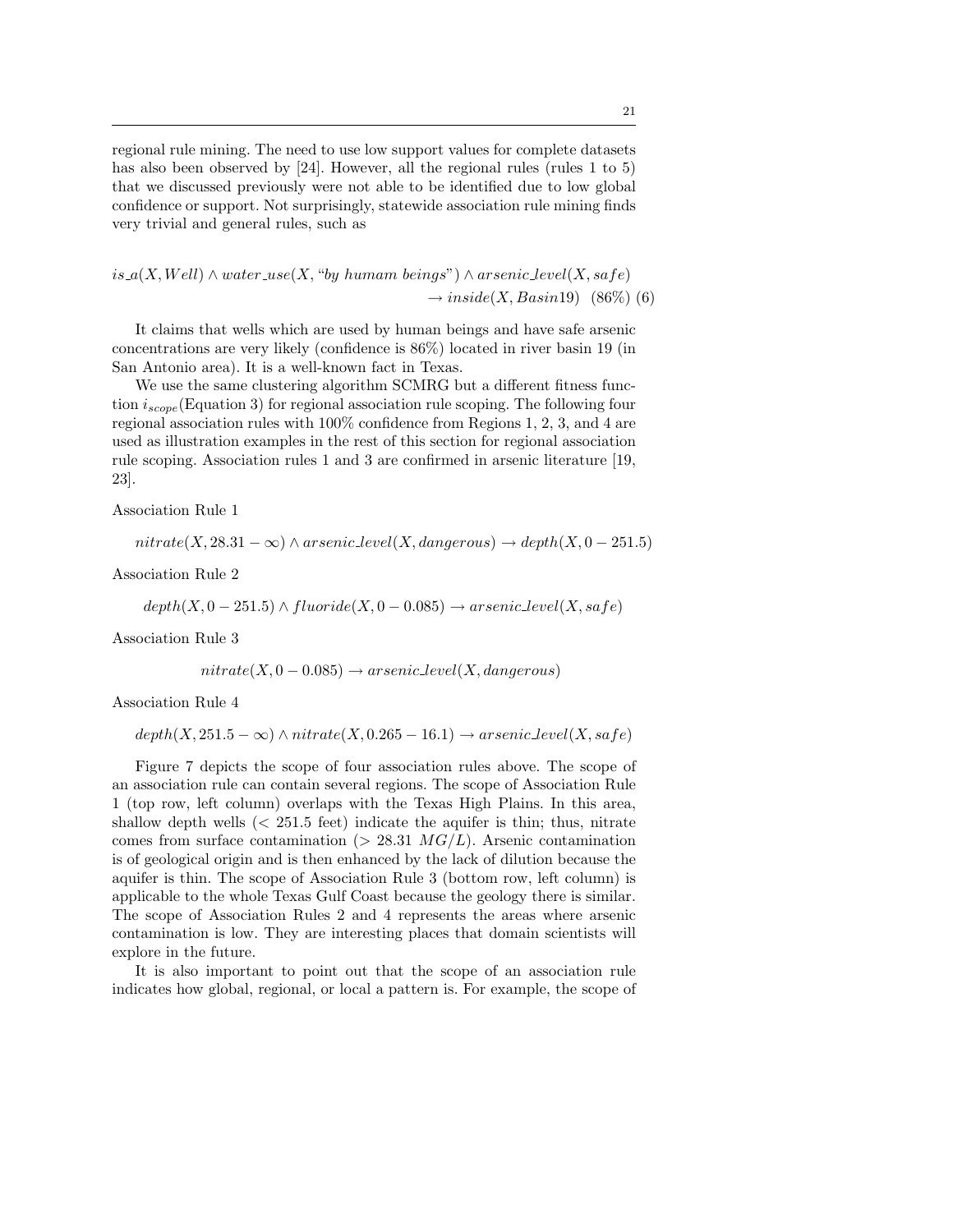regional rule mining. The need to use low support values for complete datasets has also been observed by [24]. However, all the regional rules (rules 1 to 5) that we discussed previously were not able to be identified due to low global confidence or support. Not surprisingly, statewide association rule mining finds very trivial and general rules, such as

$$is\_a(X, Well) \land water\_use(X, \text{“}by\ humam\ beings\text{”}) \land arsenic\_level(X, safe) \rightarrow inside(X, Basin19) \quad (86\%) \quad (6)$$

It claims that wells which are used by human beings and have safe arsenic concentrations are very likely (confidence is 86%) located in river basin 19 (in San Antonio area). It is a well-known fact in Texas.

We use the same clustering algorithm SCMRG but a different fitness function $i_{scope}$(Equation 3) for regional association rule scoping. The following four regional association rules with 100% confidence from Regions 1, 2, 3, and 4 are used as illustration examples in the rest of this section for regional association rule scoping. Association rules 1 and 3 are confirmed in arsenic literature [19, 23].

Association Rule 1

$$nitrate(X, 28.31 - \infty) \land arsenic\_level(X, dangerous) \rightarrow depth(X, 0 - 251.5)$$

Association Rule 2

$$depth(X, 0 - 251.5) \land fluoride(X, 0 - 0.085) \rightarrow arsenic\_level(X, safe)$$

Association Rule 3

$$nitrate(X, 0 - 0.085) \rightarrow arsenic\_level(X, dangerous)$$

Association Rule 4

$$depth(X, 251.5 - \infty) \land nitrate(X, 0.265 - 16.1) \rightarrow arsenic\_level(X, safe)$$

Figure 7 depicts the scope of four association rules above. The scope of an association rule can contain several regions. The scope of Association Rule 1 (top row, left column) overlaps with the Texas High Plains. In this area, shallow depth wells ($< 251.5$ feet) indicate the aquifer is thin; thus, nitrate comes from surface contamination ($> 28.31$ $MG/L$). Arsenic contamination is of geological origin and is then enhanced by the lack of dilution because the aquifer is thin. The scope of Association Rule 3 (bottom row, left column) is applicable to the whole Texas Gulf Coast because the geology there is similar. The scope of Association Rules 2 and 4 represents the areas where arsenic contamination is low. They are interesting places that domain scientists will explore in the future.

It is also important to point out that the scope of an association rule indicates how global, regional, or local a pattern is. For example, the scope of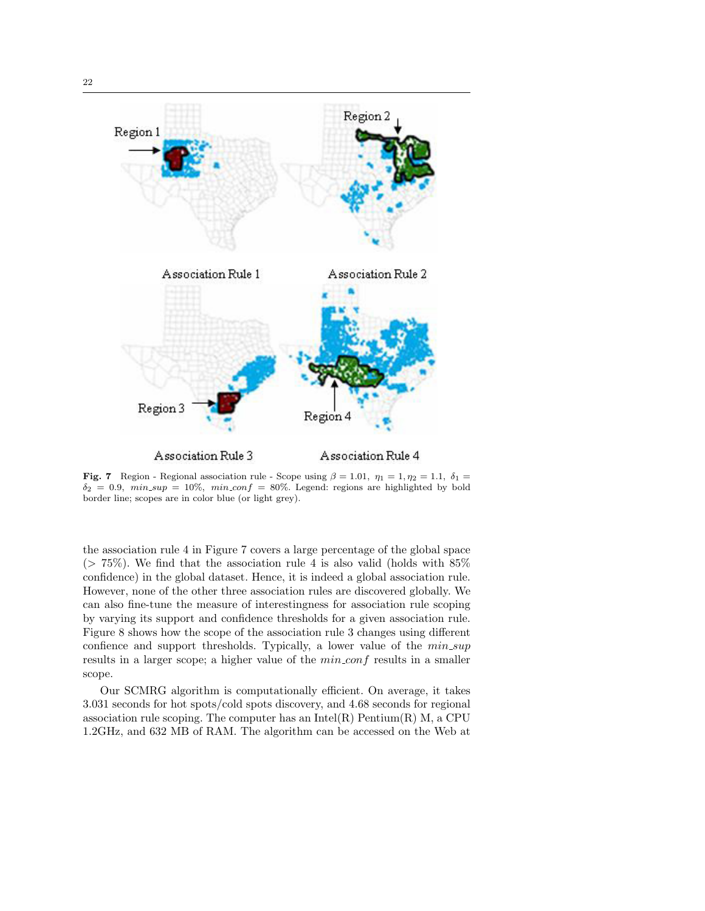**Fig. 7** Region - Regional association rule - Scope using $\beta = 1.01$, $\eta_1 = 1, \eta_2 = 1.1$, $\delta_1 = \delta_2 = 0.9$, $min\_sup = 10\%$, $min\_conf = 80\%$. Legend: regions are highlighted by bold border line; scopes are in color blue (or light grey).

the association rule 4 in Figure 7 covers a large percentage of the global space ($> 75\%$). We find that the association rule 4 is also valid (holds with 85% confidence) in the global dataset. Hence, it is indeed a global association rule. However, none of the other three association rules are discovered globally. We can also fine-tune the measure of interestingness for association rule scoping by varying its support and confidence thresholds for a given association rule. Figure 8 shows how the scope of the association rule 3 changes using different confience and support thresholds. Typically, a lower value of the $min\_sup$ results in a larger scope; a higher value of the $min\_conf$ results in a smaller scope.

Our SCMRG algorithm is computationally efficient. On average, it takes 3.031 seconds for hot spots/cold spots discovery, and 4.68 seconds for regional association rule scoping. The computer has an Intel(R) Pentium(R) M, a CPU 1.2GHz, and 632 MB of RAM. The algorithm can be accessed on the Web at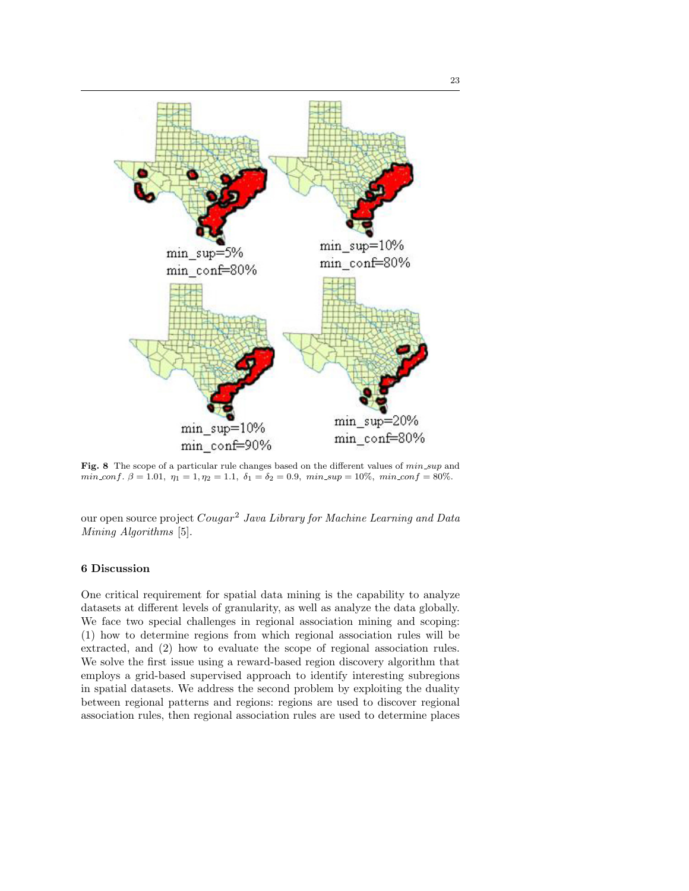Fig. 8 The scope of a particular rule changes based on the different values of *min_sup* and *min_conf*. $\beta = 1.01,\ \eta_1 = 1, \eta_2 = 1.1,\ \delta_1 = \delta_2 = 0.9,\ min\_sup = 10\%,\ min\_conf = 80\%$.

our open source project *Cougar*[2] *Java Library for Machine Learning and Data Mining Algorithms* [5].

## 6 Discussion

One critical requirement for spatial data mining is the capability to analyze datasets at different levels of granularity, as well as analyze the data globally. We face two special challenges in regional association mining and scoping: (1) how to determine regions from which regional association rules will be extracted, and (2) how to evaluate the scope of regional association rules. We solve the first issue using a reward-based region discovery algorithm that employs a grid-based supervised approach to identify interesting subregions in spatial datasets. We address the second problem by exploiting the duality between regional patterns and regions: regions are used to discover regional association rules, then regional association rules are used to determine places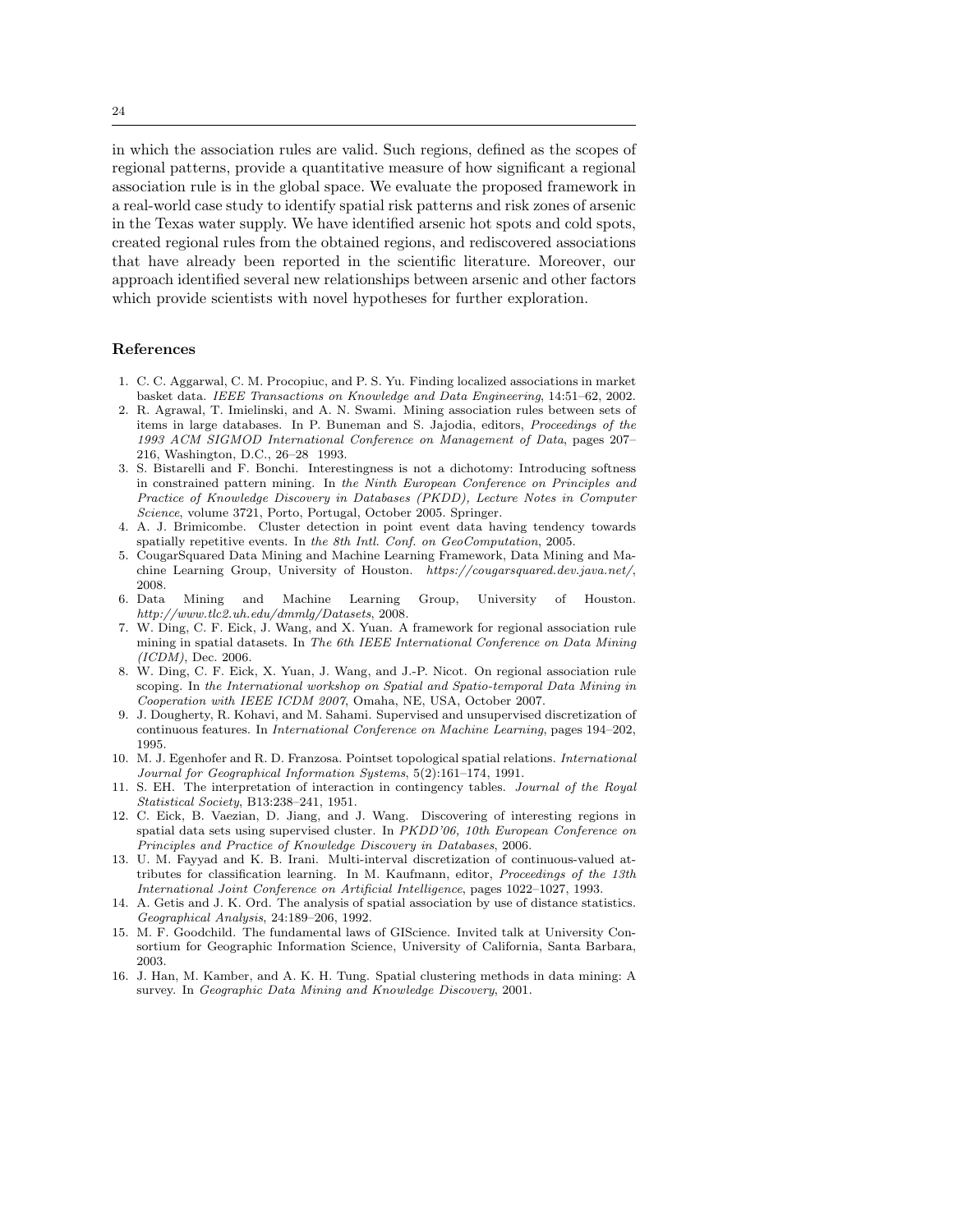in which the association rules are valid. Such regions, defined as the scopes of regional patterns, provide a quantitative measure of how significant a regional association rule is in the global space. We evaluate the proposed framework in a real-world case study to identify spatial risk patterns and risk zones of arsenic in the Texas water supply. We have identified arsenic hot spots and cold spots, created regional rules from the obtained regions, and rediscovered associations that have already been reported in the scientific literature. Moreover, our approach identified several new relationships between arsenic and other factors which provide scientists with novel hypotheses for further exploration.

## References

1. C. C. Aggarwal, C. M. Procopiuc, and P. S. Yu. Finding localized associations in market basket data. *IEEE Transactions on Knowledge and Data Engineering*, 14:51–62, 2002.
2. R. Agrawal, T. Imielinski, and A. N. Swami. Mining association rules between sets of items in large databases. In P. Buneman and S. Jajodia, editors, *Proceedings of the 1993 ACM SIGMOD International Conference on Management of Data*, pages 207–216, Washington, D.C., 26–28 1993.
3. S. Bistarelli and F. Bonchi. Interestingness is not a dichotomy: Introducing softness in constrained pattern mining. In *the Ninth European Conference on Principles and Practice of Knowledge Discovery in Databases (PKDD), Lecture Notes in Computer Science*, volume 3721, Porto, Portugal, October 2005. Springer.
4. A. J. Brimicombe. Cluster detection in point event data having tendency towards spatially repetitive events. In *the 8th Intl. Conf. on GeoComputation*, 2005.
5. CougarSquared Data Mining and Machine Learning Framework, Data Mining and Machine Learning Group, University of Houston. *https://cougarsquared.dev.java.net/*, 2008.
6. Data Mining and Machine Learning Group, University of Houston. *http://www.tlc2.uh.edu/dmmlg/Datasets*, 2008.
7. W. Ding, C. F. Eick, J. Wang, and X. Yuan. A framework for regional association rule mining in spatial datasets. In *The 6th IEEE International Conference on Data Mining (ICDM)*, Dec. 2006.
8. W. Ding, C. F. Eick, X. Yuan, J. Wang, and J.-P. Nicot. On regional association rule scoping. In *the International workshop on Spatial and Spatio-temporal Data Mining in Cooperation with IEEE ICDM 2007*, Omaha, NE, USA, October 2007.
9. J. Dougherty, R. Kohavi, and M. Sahami. Supervised and unsupervised discretization of continuous features. In *International Conference on Machine Learning*, pages 194–202, 1995.
10. M. J. Egenhofer and R. D. Franzosa. Pointset topological spatial relations. *International Journal for Geographical Information Systems*, 5(2):161–174, 1991.
11. S. EH. The interpretation of interaction in contingency tables. *Journal of the Royal Statistical Society*, B13:238–241, 1951.
12. C. Eick, B. Vaezian, D. Jiang, and J. Wang. Discovering of interesting regions in spatial data sets using supervised cluster. In *PKDD'06, 10th European Conference on Principles and Practice of Knowledge Discovery in Databases*, 2006.
13. U. M. Fayyad and K. B. Irani. Multi-interval discretization of continuous-valued attributes for classification learning. In M. Kaufmann, editor, *Proceedings of the 13th International Joint Conference on Artificial Intelligence*, pages 1022–1027, 1993.
14. A. Getis and J. K. Ord. The analysis of spatial association by use of distance statistics. *Geographical Analysis*, 24:189–206, 1992.
15. M. F. Goodchild. The fundamental laws of GIScience. Invited talk at University Consortium for Geographic Information Science, University of California, Santa Barbara, 2003.
16. J. Han, M. Kamber, and A. K. H. Tung. Spatial clustering methods in data mining: A survey. In *Geographic Data Mining and Knowledge Discovery*, 2001.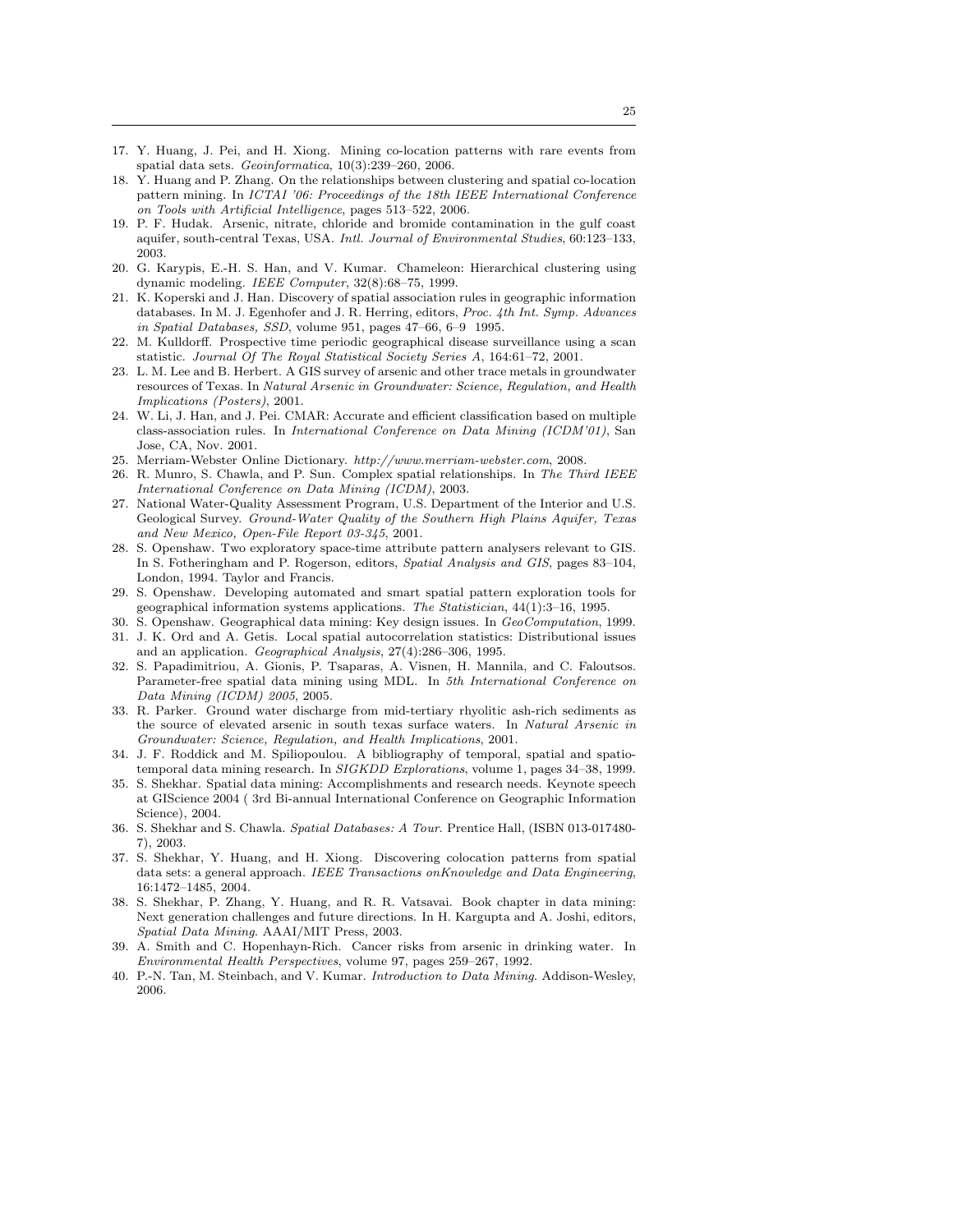17. Y. Huang, J. Pei, and H. Xiong. Mining co-location patterns with rare events from spatial data sets. *Geoinformatica*, 10(3):239–260, 2006.
18. Y. Huang and P. Zhang. On the relationships between clustering and spatial co-location pattern mining. In *ICTAI '06: Proceedings of the 18th IEEE International Conference on Tools with Artificial Intelligence*, pages 513–522, 2006.
19. P. F. Hudak. Arsenic, nitrate, chloride and bromide contamination in the gulf coast aquifer, south-central Texas, USA. *Intl. Journal of Environmental Studies*, 60:123–133, 2003.
20. G. Karypis, E.-H. S. Han, and V. Kumar. Chameleon: Hierarchical clustering using dynamic modeling. *IEEE Computer*, 32(8):68–75, 1999.
21. K. Koperski and J. Han. Discovery of spatial association rules in geographic information databases. In M. J. Egenhofer and J. R. Herring, editors, *Proc. 4th Int. Symp. Advances in Spatial Databases, SSD*, volume 951, pages 47–66, 6–9 1995.
22. M. Kulldorff. Prospective time periodic geographical disease surveillance using a scan statistic. *Journal Of The Royal Statistical Society Series A*, 164:61–72, 2001.
23. L. M. Lee and B. Herbert. A GIS survey of arsenic and other trace metals in groundwater resources of Texas. In *Natural Arsenic in Groundwater: Science, Regulation, and Health Implications (Posters)*, 2001.
24. W. Li, J. Han, and J. Pei. CMAR: Accurate and efficient classification based on multiple class-association rules. In *International Conference on Data Mining (ICDM'01)*, San Jose, CA, Nov. 2001.
25. Merriam-Webster Online Dictionary. *http://www.merriam-webster.com*, 2008.
26. R. Munro, S. Chawla, and P. Sun. Complex spatial relationships. In *The Third IEEE International Conference on Data Mining (ICDM)*, 2003.
27. National Water-Quality Assessment Program, U.S. Department of the Interior and U.S. Geological Survey. *Ground-Water Quality of the Southern High Plains Aquifer, Texas and New Mexico, Open-File Report 03-345*, 2001.
28. S. Openshaw. Two exploratory space-time attribute pattern analysers relevant to GIS. In S. Fotheringham and P. Rogerson, editors, *Spatial Analysis and GIS*, pages 83–104, London, 1994. Taylor and Francis.
29. S. Openshaw. Developing automated and smart spatial pattern exploration tools for geographical information systems applications. *The Statistician*, 44(1):3–16, 1995.
30. S. Openshaw. Geographical data mining: Key design issues. In *GeoComputation*, 1999.
31. J. K. Ord and A. Getis. Local spatial autocorrelation statistics: Distributional issues and an application. *Geographical Analysis*, 27(4):286–306, 1995.
32. S. Papadimitriou, A. Gionis, P. Tsaparas, A. Visnen, H. Mannila, and C. Faloutsos. Parameter-free spatial data mining using MDL. In *5th International Conference on Data Mining (ICDM) 2005*, 2005.
33. R. Parker. Ground water discharge from mid-tertiary rhyolitic ash-rich sediments as the source of elevated arsenic in south texas surface waters. In *Natural Arsenic in Groundwater: Science, Regulation, and Health Implications*, 2001.
34. J. F. Roddick and M. Spiliopoulou. A bibliography of temporal, spatial and spatio-temporal data mining research. In *SIGKDD Explorations*, volume 1, pages 34–38, 1999.
35. S. Shekhar. Spatial data mining: Accomplishments and research needs. Keynote speech at GIScience 2004 ( 3rd Bi-annual International Conference on Geographic Information Science), 2004.
36. S. Shekhar and S. Chawla. *Spatial Databases: A Tour*. Prentice Hall, (ISBN 013-017480-7), 2003.
37. S. Shekhar, Y. Huang, and H. Xiong. Discovering colocation patterns from spatial data sets: a general approach. *IEEE Transactions onKnowledge and Data Engineering*, 16:1472–1485, 2004.
38. S. Shekhar, P. Zhang, Y. Huang, and R. R. Vatsavai. Book chapter in data mining: Next generation challenges and future directions. In H. Kargupta and A. Joshi, editors, *Spatial Data Mining*. AAAI/MIT Press, 2003.
39. A. Smith and C. Hopenhayn-Rich. Cancer risks from arsenic in drinking water. In *Environmental Health Perspectives*, volume 97, pages 259–267, 1992.
40. P.-N. Tan, M. Steinbach, and V. Kumar. *Introduction to Data Mining*. Addison-Wesley, 2006.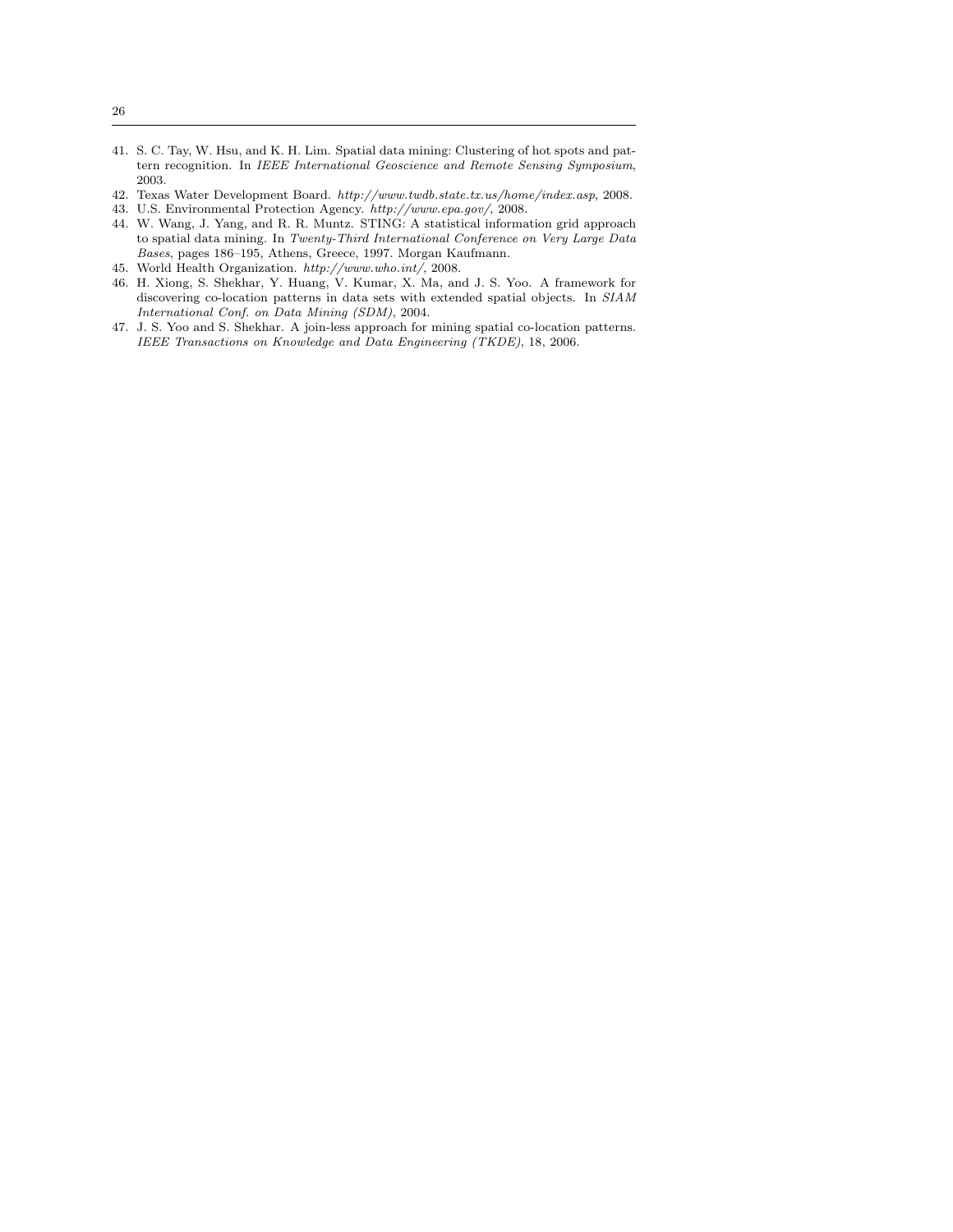41. S. C. Tay, W. Hsu, and K. H. Lim. Spatial data mining: Clustering of hot spots and pattern recognition. In *IEEE International Geoscience and Remote Sensing Symposium*, 2003.
42. Texas Water Development Board. *http://www.twdb.state.tx.us/home/index.asp*, 2008.
43. U.S. Environmental Protection Agency. *http://www.epa.gov/*, 2008.
44. W. Wang, J. Yang, and R. R. Muntz. STING: A statistical information grid approach to spatial data mining. In *Twenty-Third International Conference on Very Large Data Bases*, pages 186–195, Athens, Greece, 1997. Morgan Kaufmann.
45. World Health Organization. *http://www.who.int/*, 2008.
46. H. Xiong, S. Shekhar, Y. Huang, V. Kumar, X. Ma, and J. S. Yoo. A framework for discovering co-location patterns in data sets with extended spatial objects. In *SIAM International Conf. on Data Mining (SDM)*, 2004.
47. J. S. Yoo and S. Shekhar. A join-less approach for mining spatial co-location patterns. *IEEE Transactions on Knowledge and Data Engineering (TKDE)*, 18, 2006.